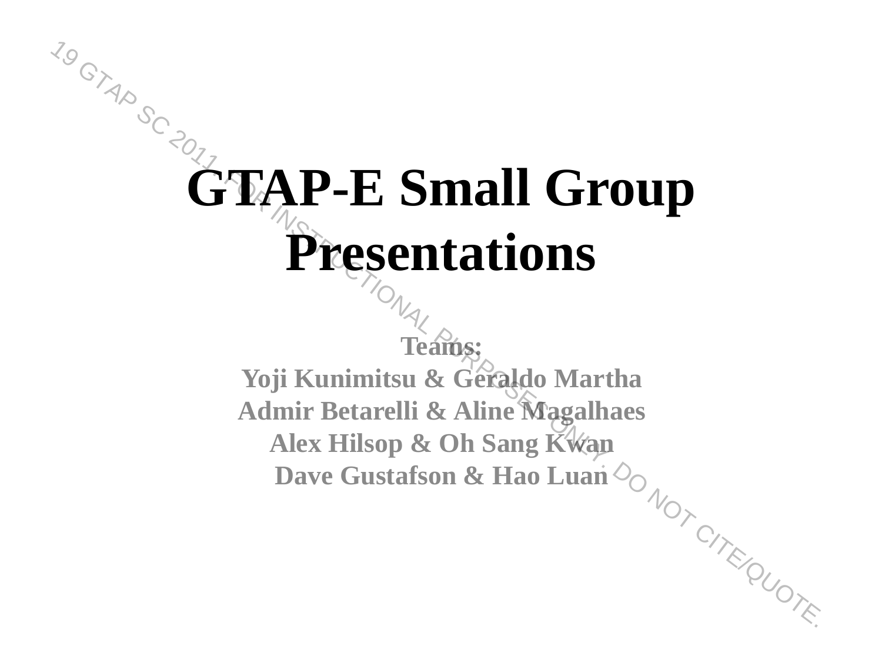# GTAP-E Small Group Presentations

**Teams:**

**Yoji Kunimitsu & Geraldo Martha**

**Admir Betarelli & Aline Magalhaes**

**Alex Hilsop & Oh Sang Kwan**

**Dave Gustafson & Hao Luan**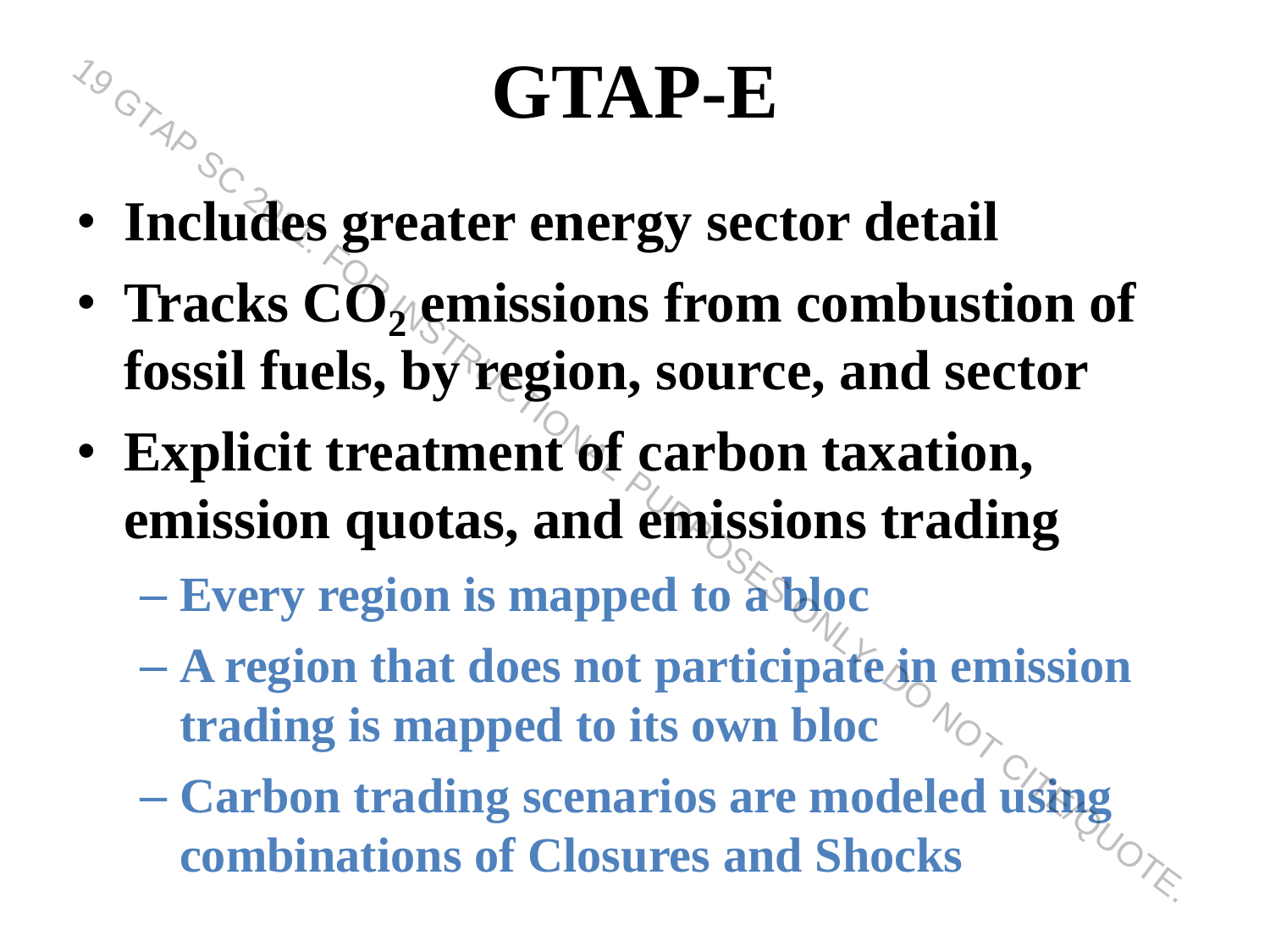# GTAP-E

- **Includes greater energy sector detail**
- **Tracks $CO_2$ emissions from combustion of fossil fuels, by region, source, and sector**
- **Explicit treatment of carbon taxation, emission quotas, and emissions trading**
  - **Every region is mapped to a bloc**
  - **A region that does not participate in emission trading is mapped to its own bloc**
  - **Carbon trading scenarios are modeled using combinations of Closures and Shocks**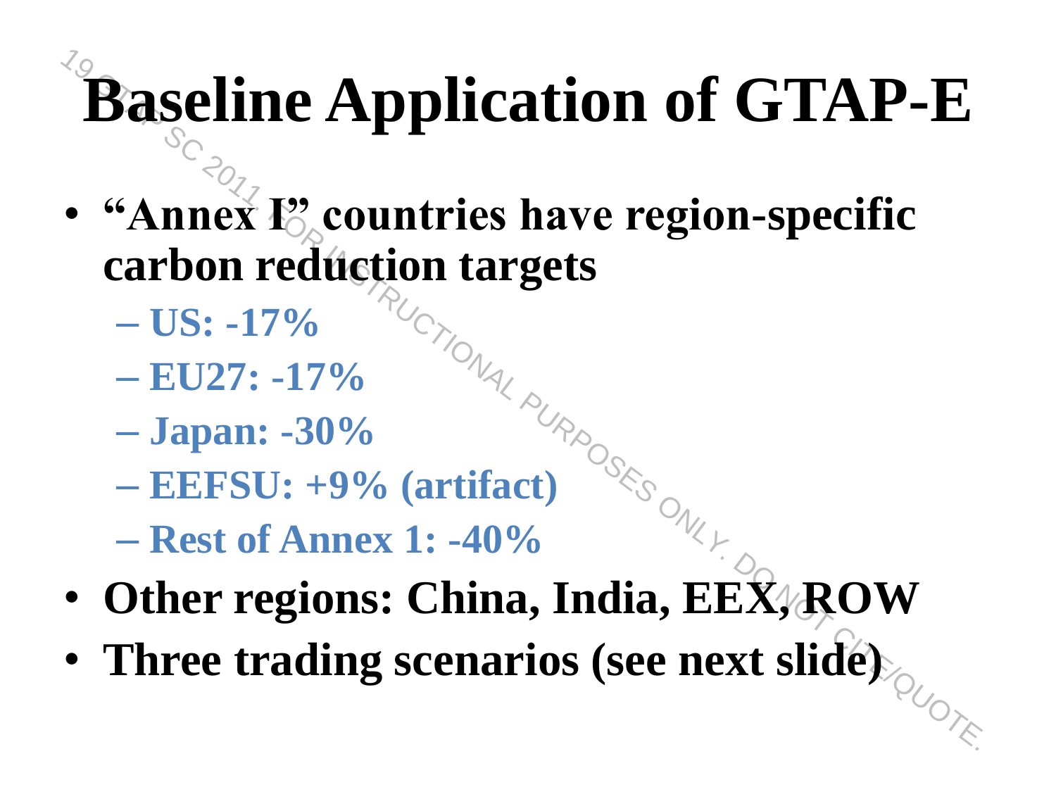# Baseline Application of GTAP-E

- **"Annex I" countries have region-specific carbon reduction targets**
  - **US: -17%**
  - **EU27: -17%**
  - **Japan: -30%**
  - **EEFSU: +9% (artifact)**
  - **Rest of Annex 1: -40%**
- **Other regions: China, India, EEX, ROW**
- **Three trading scenarios (see next slide)**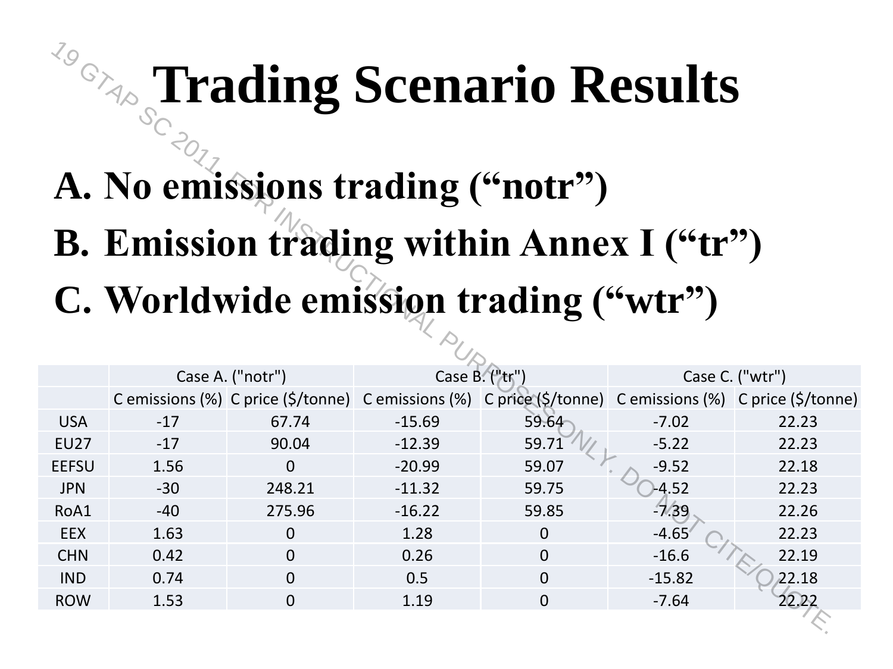# Trading Scenario Results

A. No emissions trading (“notr”)
B. Emission trading within Annex I (“tr”)
C. Worldwide emission trading (“wtr”)

| | Case A. ("notr") | | Case B. ("tr") | | Case C. ("wtr") | |
|---|---|---|---|---|---|---|
| | C emissions (%) | C price ($/tonne) | C emissions (%) | C price ($/tonne) | C emissions (%) | C price ($/tonne) |
| USA | -17 | 67.74 | -15.69 | 59.64 | -7.02 | 22.23 |
| EU27 | -17 | 90.04 | -12.39 | 59.71 | -5.22 | 22.23 |
| EEFSU | 1.56 | 0 | -20.99 | 59.07 | -9.52 | 22.18 |
| JPN | -30 | 248.21 | -11.32 | 59.75 | -4.52 | 22.23 |
| RoA1 | -40 | 275.96 | -16.22 | 59.85 | -7.39 | 22.26 |
| EEX | 1.63 | 0 | 1.28 | 0 | -4.65 | 22.23 |
| CHN | 0.42 | 0 | 0.26 | 0 | -16.6 | 22.19 |
| IND | 0.74 | 0 | 0.5 | 0 | -15.82 | 22.18 |
| ROW | 1.53 | 0 | 1.19 | 0 | -7.64 | 22.22 |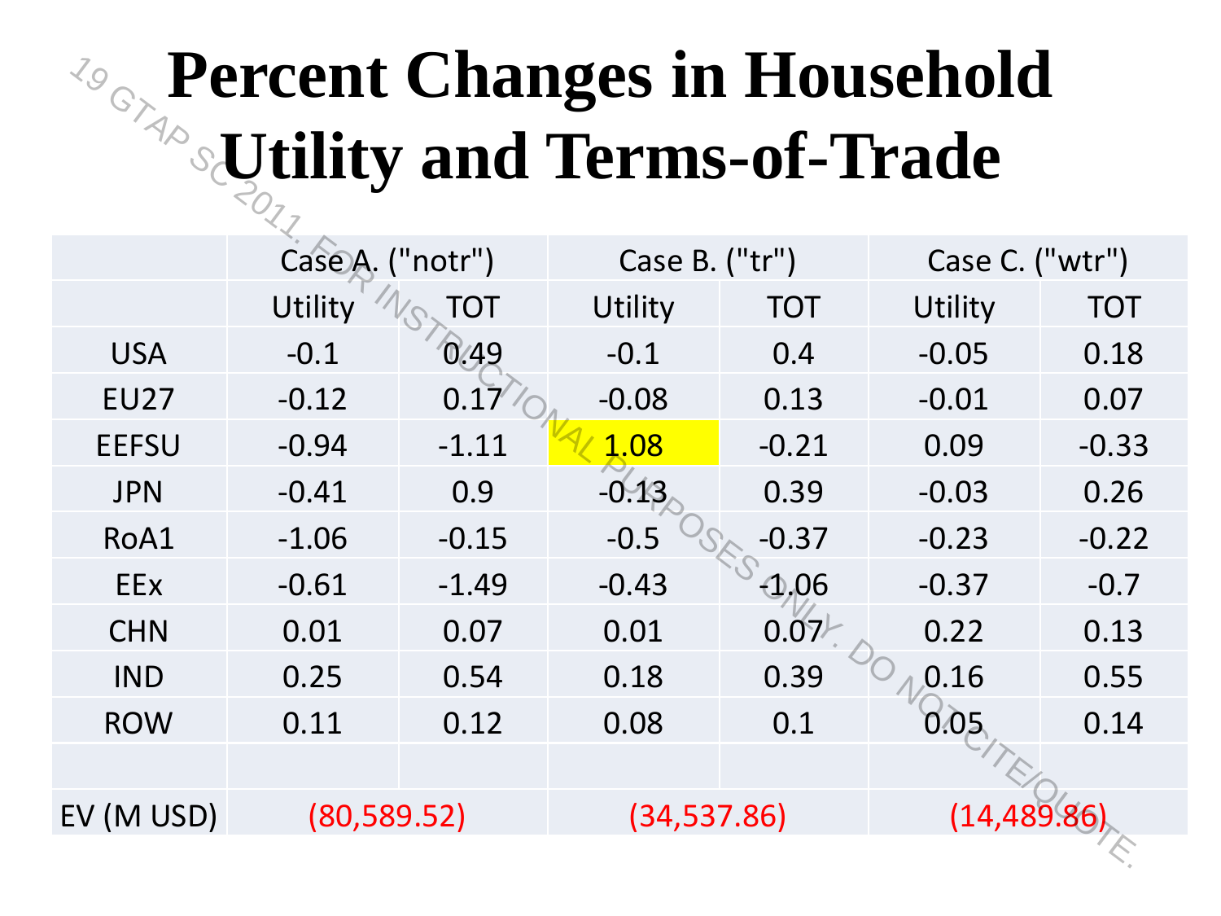# Percent Changes in Household Utility and Terms-of-Trade

| | Case A. ("notr") | | Case B. ("tr") | | Case C. ("wtr") | |
|---|---|---|---|---|---|---|
| | Utility | TOT | Utility | TOT | Utility | TOT |
| USA | -0.1 | 0.49 | -0.1 | 0.4 | -0.05 | 0.18 |
| EU27 | -0.12 | 0.17 | -0.08 | 0.13 | -0.01 | 0.07 |
| EEFSU | -0.94 | -1.11 | 1.08 | -0.21 | 0.09 | -0.33 |
| JPN | -0.41 | 0.9 | -0.13 | 0.39 | -0.03 | 0.26 |
| RoA1 | -1.06 | -0.15 | -0.5 | -0.37 | -0.23 | -0.22 |
| EEx | -0.61 | -1.49 | -0.43 | -1.06 | -0.37 | -0.7 |
| CHN | 0.01 | 0.07 | 0.01 | 0.07 | 0.22 | 0.13 |
| IND | 0.25 | 0.54 | 0.18 | 0.39 | 0.16 | 0.55 |
| ROW | 0.11 | 0.12 | 0.08 | 0.1 | 0.05 | 0.14 |
| | | | | | | |
| EV (M USD) | (80,589.52) | | (34,537.86) | | (14,489.86) | |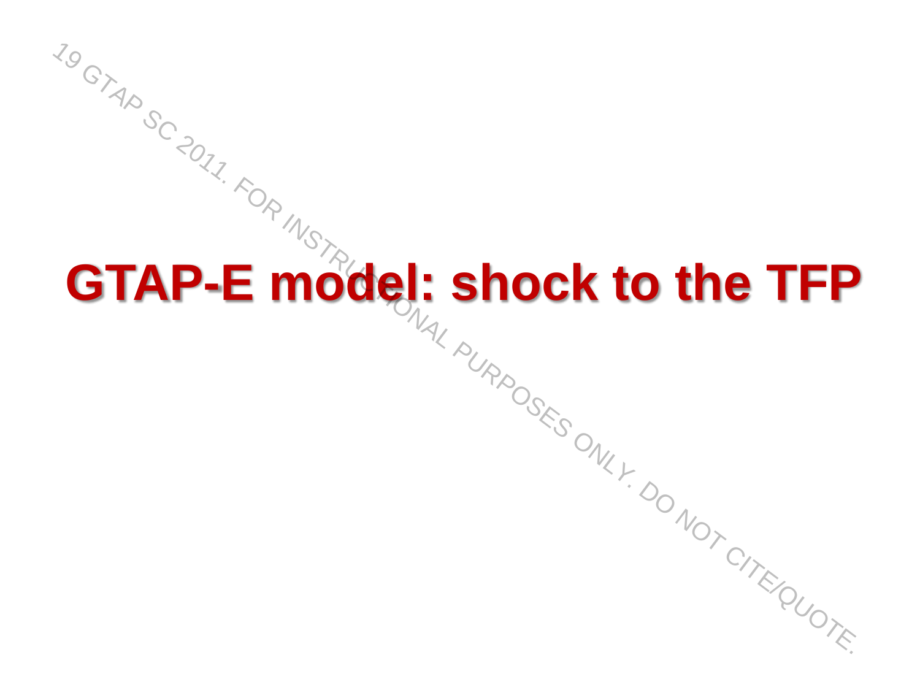# GTAP-E model: shock to the TFP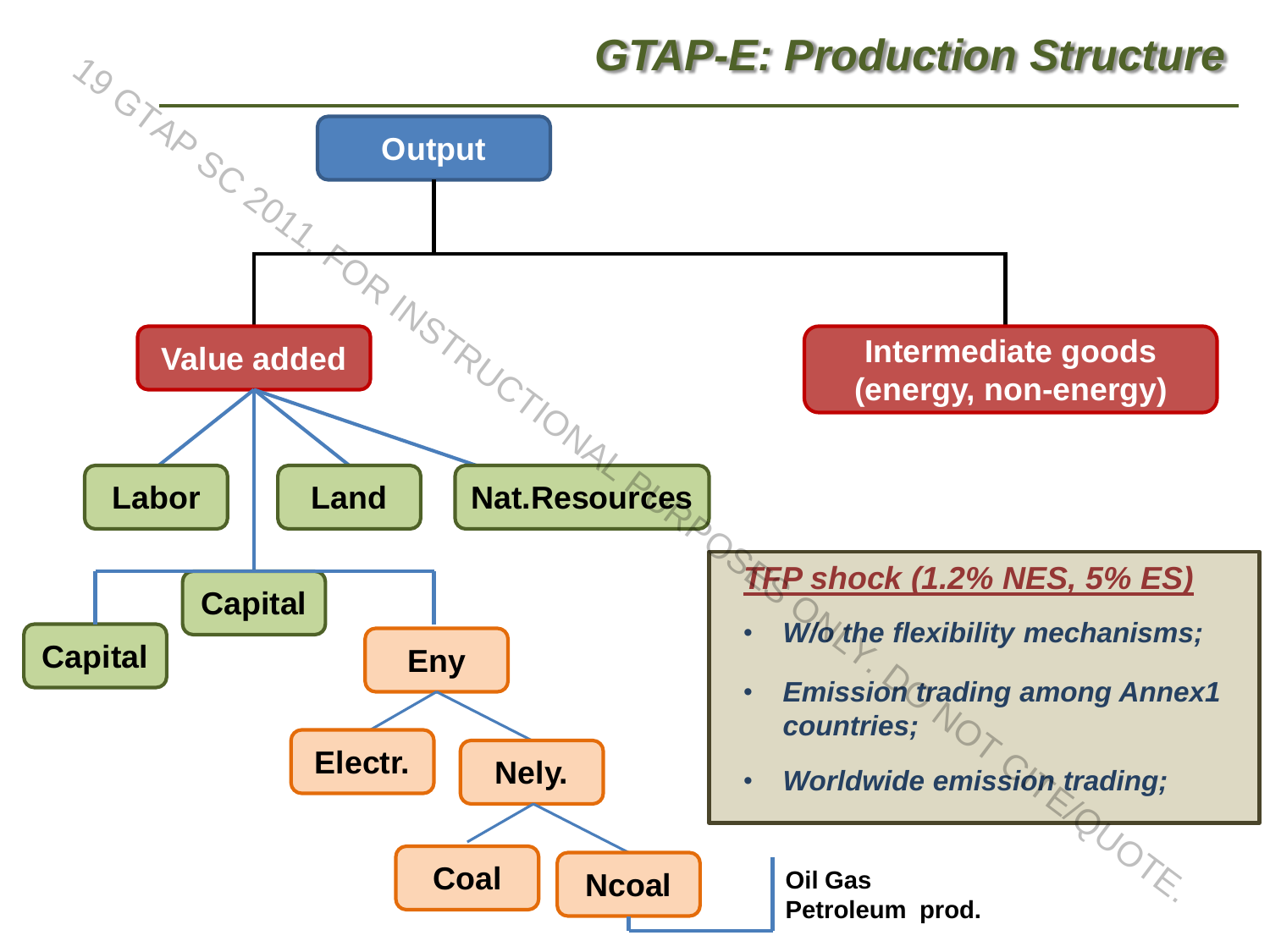# GTAP-E: Production Structure

- Output
  - Value added
    - Labor
    - Land
    - Nat.Resources
    - Capital
      - Capital
      - Eny
        - Electr.
        - Nely.
          - Coal
          - Ncoal
            - Oil Gas
            - Petroleum prod.
  - Intermediate goods (energy, non-energy)

**TFP shock (1.2% NES, 5% ES)**

- *W/o the flexibility mechanisms;*
- *Emission trading among Annex1 countries;*
- *Worldwide emission trading;*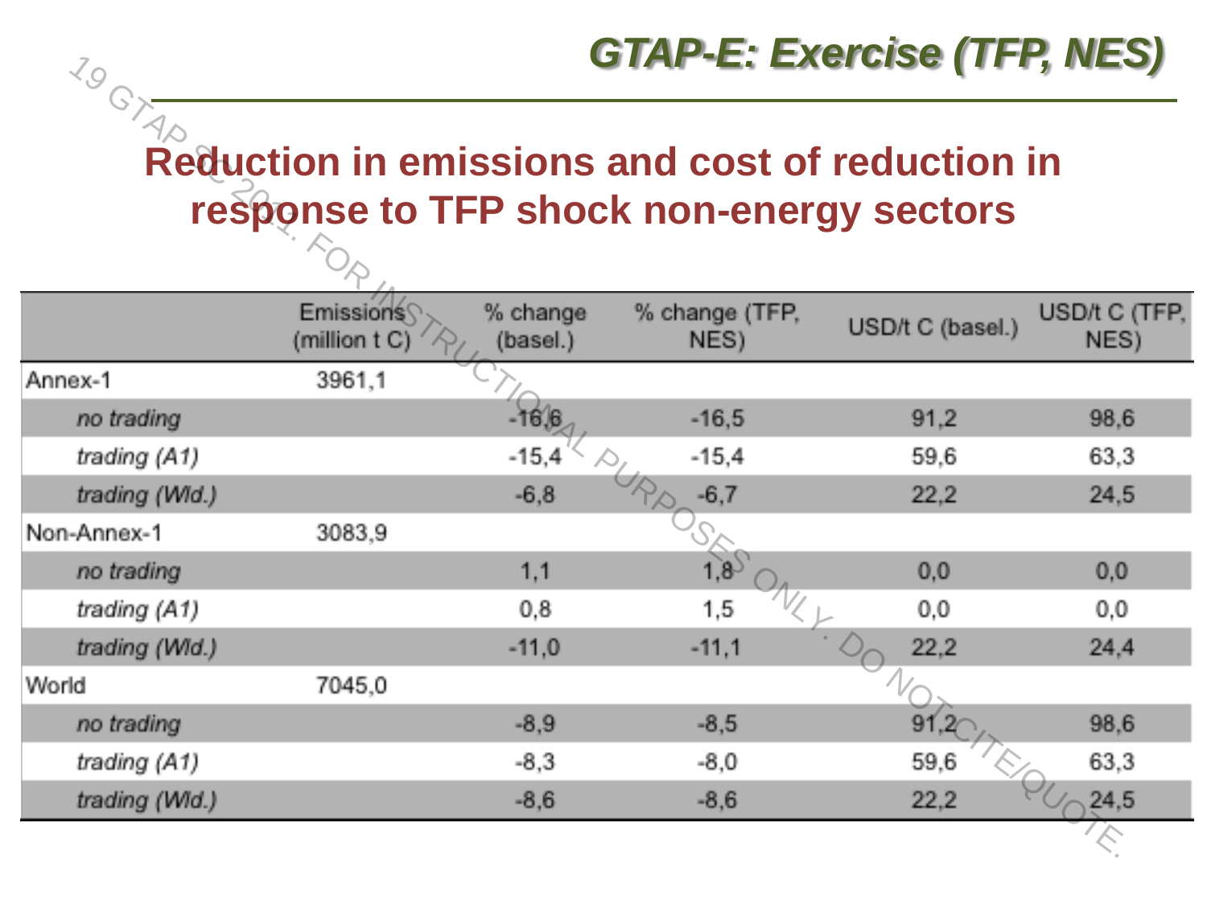## GTAP-E: Exercise (TFP, NES)

# Reduction in emissions and cost of reduction in response to TFP shock non-energy sectors

| | Emissions (million t C) | % change (basel.) | % change (TFP, NES) | USD/t C (basel.) | USD/t C (TFP, NES) |
|---|---|---|---|---|---|
| Annex-1 | 3961,1 | | | | |
| *no trading* | | -16,6 | -16,5 | 91,2 | 98,6 |
| *trading (A1)* | | -15,4 | -15,4 | 59,6 | 63,3 |
| *trading (Wld.)* | | -6,8 | -6,7 | 22,2 | 24,5 |
| Non-Annex-1 | 3083,9 | | | | |
| *no trading* | | 1,1 | 1,8 | 0,0 | 0,0 |
| *trading (A1)* | | 0,8 | 1,5 | 0,0 | 0,0 |
| *trading (Wld.)* | | -11,0 | -11,1 | 22,2 | 24,4 |
| World | 7045,0 | | | | |
| *no trading* | | -8,9 | -8,5 | 91,2 | 98,6 |
| *trading (A1)* | | -8,3 | -8,0 | 59,6 | 63,3 |
| *trading (Wld.)* | | -8,6 | -8,6 | 22,2 | 24,5 |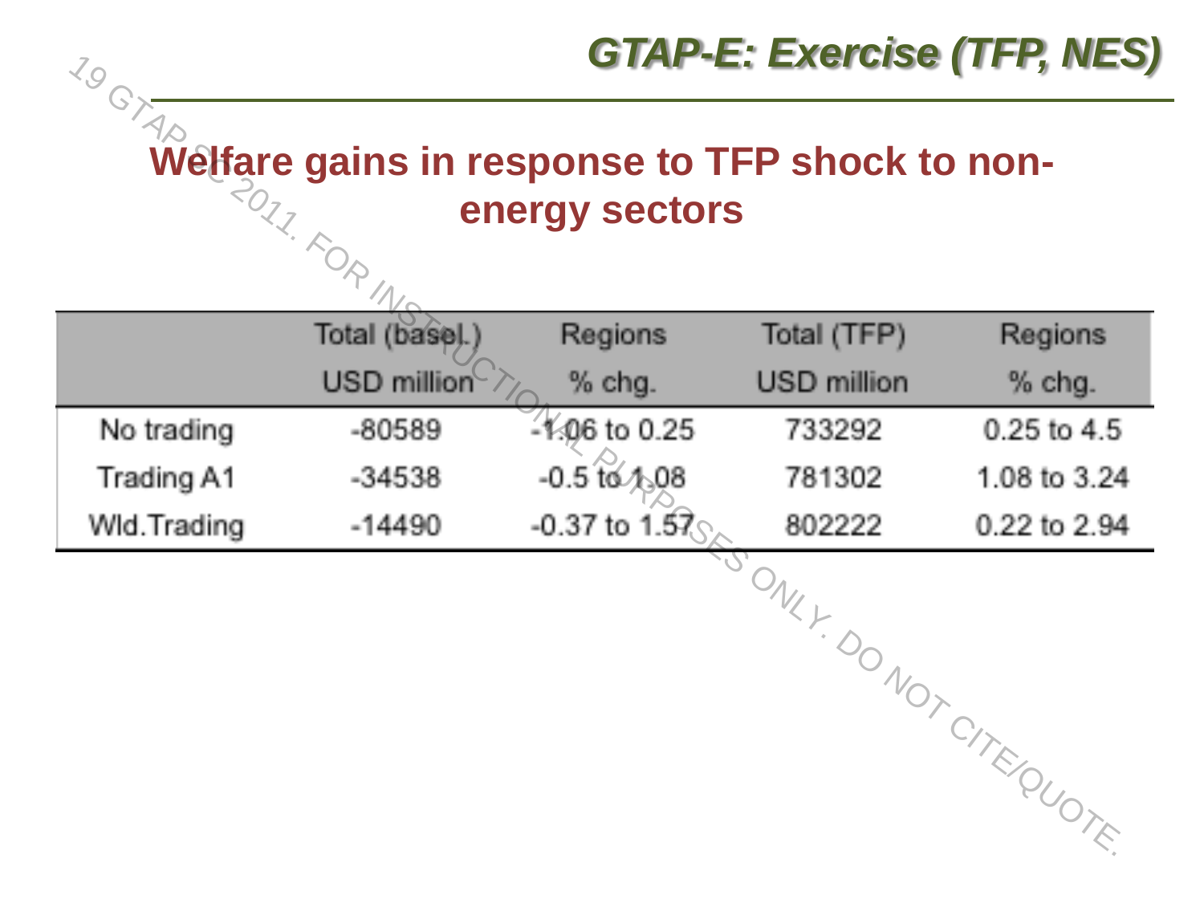## *GTAP-E: Exercise (TFP, NES)*

### Welfare gains in response to TFP shock to non-energy sectors

| | Total (basel.) USD million | Regions % chg. | Total (TFP) USD million | Regions % chg. |
|---|---|---|---|---|
| No trading | -80589 | -1.06 to 0.25 | 733292 | 0.25 to 4.5 |
| Trading A1 | -34538 | -0.5 to 1.08 | 781302 | 1.08 to 3.24 |
| Wld.Trading | -14490 | -0.37 to 1.57 | 802222 | 0.22 to 2.94 |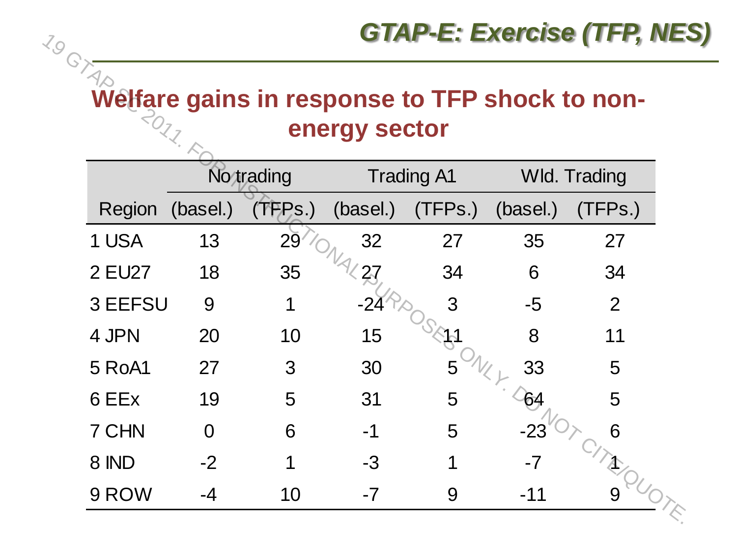## GTAP-E: Exercise (TFP, NES)

### Welfare gains in response to TFP shock to non-energy sector

| | No trading | | Trading A1 | | Wld. Trading | |
|---|---|---|---|---|---|---|
| Region | (basel.) | (TFPs.) | (basel.) | (TFPs.) | (basel.) | (TFPs.) |
| 1 USA | 13 | 29 | 32 | 27 | 35 | 27 |
| 2 EU27 | 18 | 35 | 27 | 34 | 6 | 34 |
| 3 EEFSU | 9 | 1 | -24 | 3 | -5 | 2 |
| 4 JPN | 20 | 10 | 15 | 11 | 8 | 11 |
| 5 RoA1 | 27 | 3 | 30 | 5 | 33 | 5 |
| 6 EEx | 19 | 5 | 31 | 5 | 64 | 5 |
| 7 CHN | 0 | 6 | -1 | 5 | -23 | 6 |
| 8 IND | -2 | 1 | -3 | 1 | -7 | 1 |
| 9 ROW | -4 | 10 | -7 | 9 | -11 | 9 |

19 GTAP SC 2011. FOR INSTRUCTIONAL PURPOSES ONLY. DO NOT CITE/QUOTE.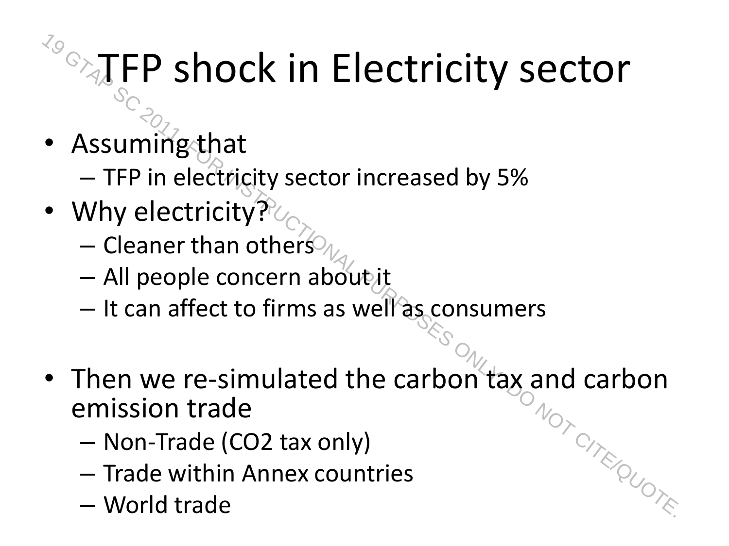# TFP shock in Electricity sector

- Assuming that
  - TFP in electricity sector increased by 5%
- Why electricity?
  - Cleaner than others
  - All people concern about it
  - It can affect to firms as well as consumers

- Then we re-simulated the carbon tax and carbon emission trade
  - Non-Trade ($CO_2$ tax only)
  - Trade within Annex countries
  - World trade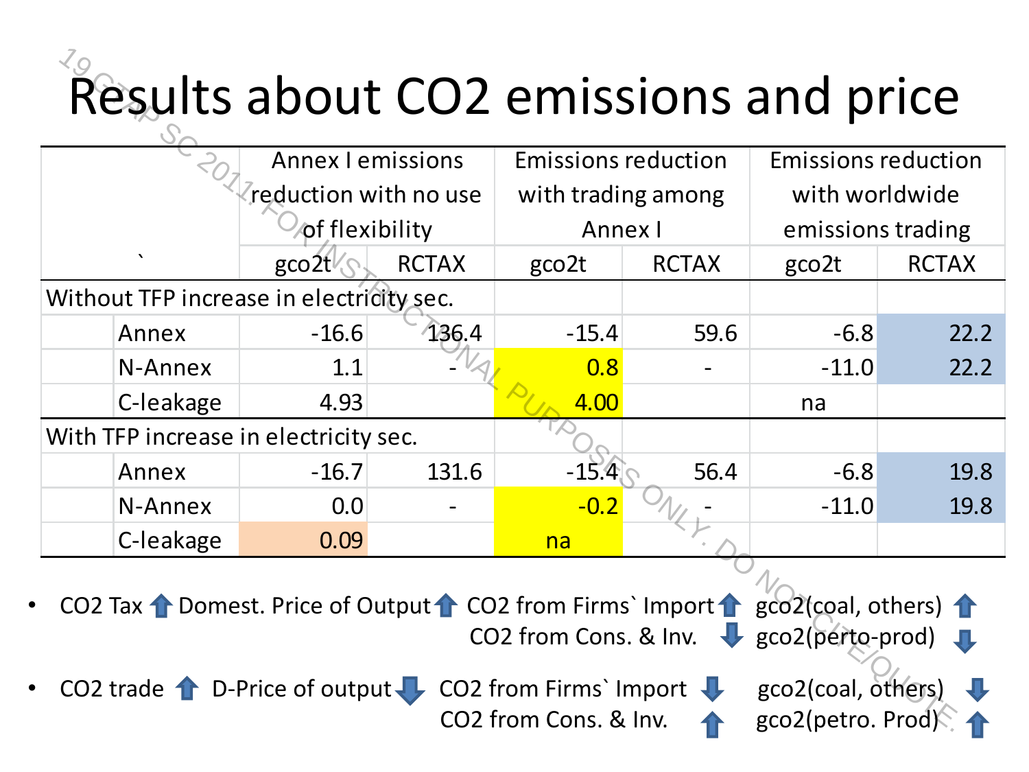# Results about CO2 emissions and price

| | | Annex I emissions reduction with no use of flexibility | | Emissions reduction with trading among Annex I | | Emissions reduction with worldwide emissions trading | |
|---|---|---|---|---|---|---|---|
| | ` | gco2t | RCTAX | gco2t | RCTAX | gco2t | RCTAX |
| Without TFP increase in electricity sec. | | | | | | | |
| | Annex | -16.6 | 136.4 | -15.4 | 59.6 | -6.8 | 22.2 |
| | N-Annex | 1.1 | - | 0.8 | - | -11.0 | 22.2 |
| | C-leakage | 4.93 | | 4.00 | | na | |
| With TFP increase in electricity sec. | | | | | | | |
| | Annex | -16.7 | 131.6 | -15.4 | 56.4 | -6.8 | 19.8 |
| | N-Annex | 0.0 | - | -0.2 | - | -11.0 | 19.8 |
| | C-leakage | 0.09 | | na | | | |

- CO2 Tax ⬆ Domest. Price of Output ⬆ CO2 from Firms` Import ⬆ gco2(coal, others) ⬆
  CO2 from Cons. & Inv. ⬇ gco2(perto-prod) ⬇
- CO2 trade ⬆ D-Price of output ⬇ CO2 from Firms` Import ⬇ gco2(coal, others) ⬇
  CO2 from Cons. & Inv. ⬆ gco2(petro. Prod) ⬆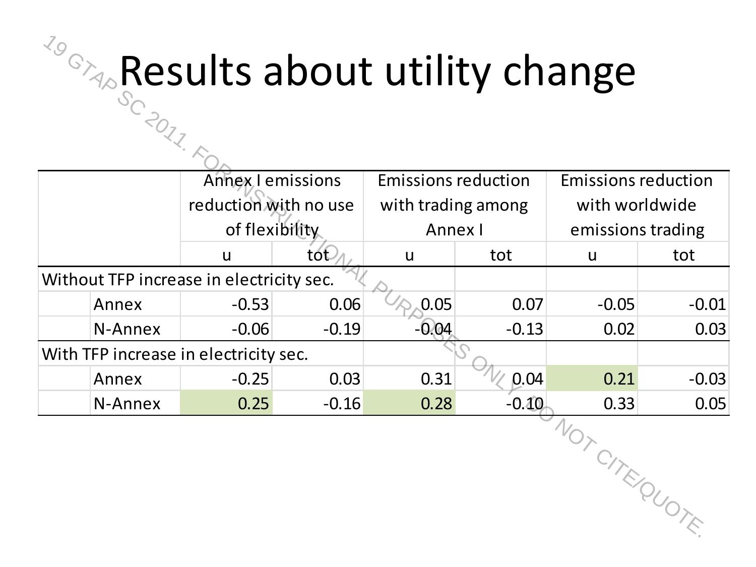# Results about utility change

| | | Annex I emissions reduction with no use of flexibility | | Emissions reduction with trading among Annex I | | Emissions reduction with worldwide emissions trading | |
|---|---|---|---|---|---|---|---|
| | | u | tot | u | tot | u | tot |
| Without TFP increase in electricity sec. | | | | | | | |
| | Annex | -0.53 | 0.06 | 0.05 | 0.07 | -0.05 | -0.01 |
| | N-Annex | -0.06 | -0.19 | -0.04 | -0.13 | 0.02 | 0.03 |
| With TFP increase in electricity sec. | | | | | | | |
| | Annex | -0.25 | 0.03 | 0.31 | 0.04 | 0.21 | -0.03 |
| | N-Annex | 0.25 | -0.16 | 0.28 | -0.10 | 0.33 | 0.05 |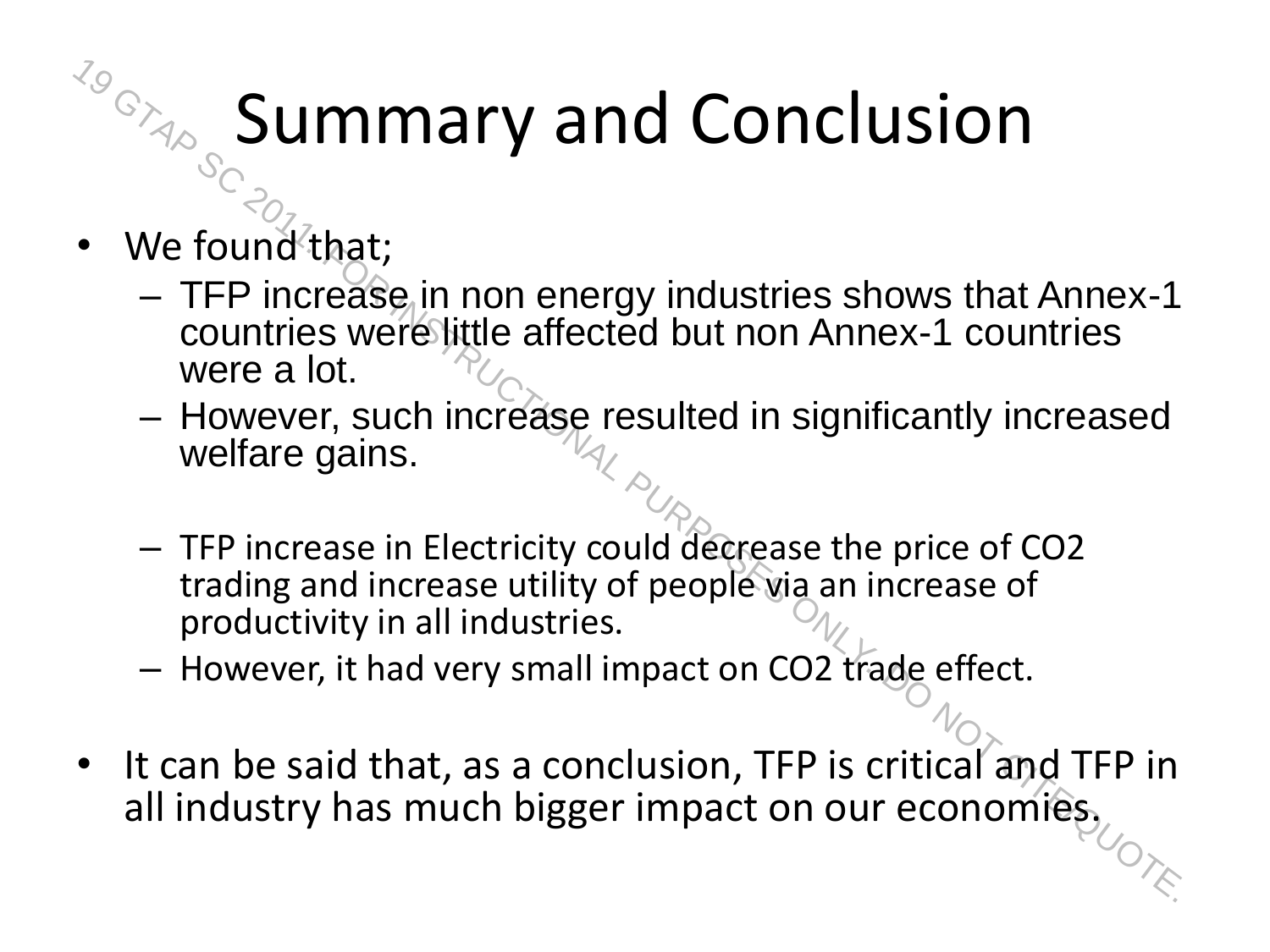# Summary and Conclusion

- We found that;
  - TFP increase in non energy industries shows that Annex-1 countries were little affected but non Annex-1 countries were a lot.
  - However, such increase resulted in significantly increased welfare gains.
  - TFP increase in Electricity could decrease the price of $CO_2$ trading and increase utility of people via an increase of productivity in all industries.
  - However, it had very small impact on $CO_2$ trade effect.
- It can be said that, as a conclusion, TFP is critical and TFP in all industry has much bigger impact on our economies.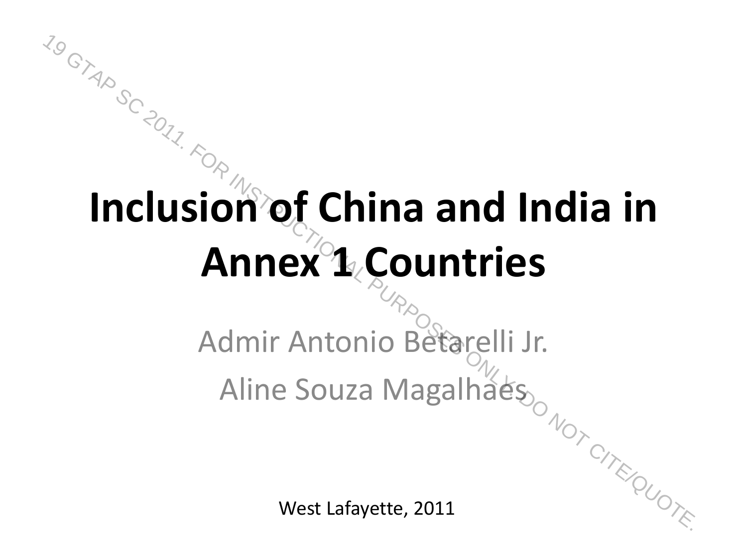# Inclusion of China and India in Annex 1 Countries

Admir Antonio Betarelli Jr.

Aline Souza Magalhaes

West Lafayette, 2011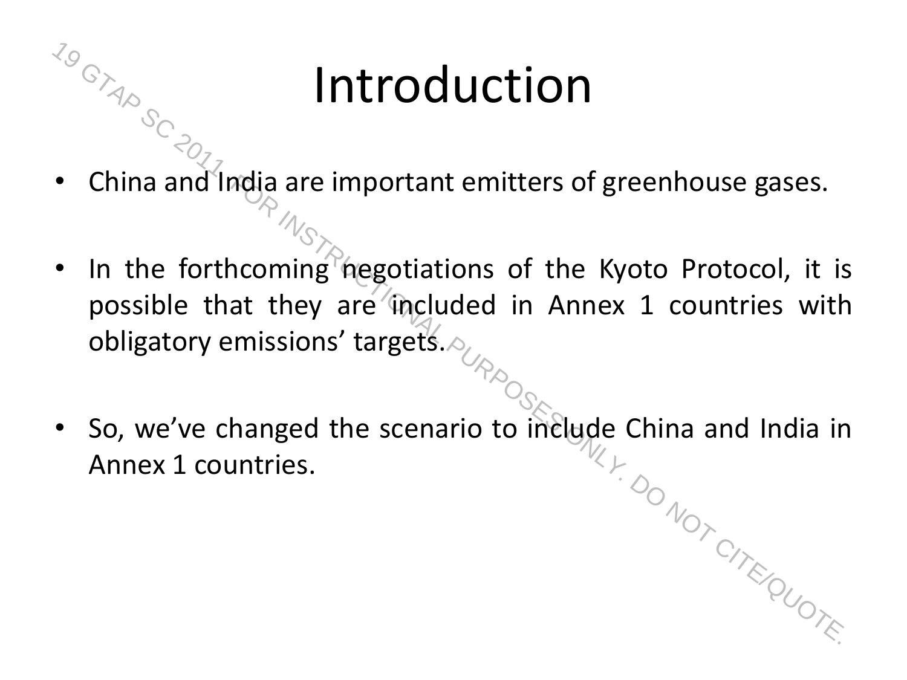# Introduction

- China and India are important emitters of greenhouse gases.
- In the forthcoming negotiations of the Kyoto Protocol, it is possible that they are included in Annex 1 countries with obligatory emissions' targets.
- So, we've changed the scenario to include China and India in Annex 1 countries.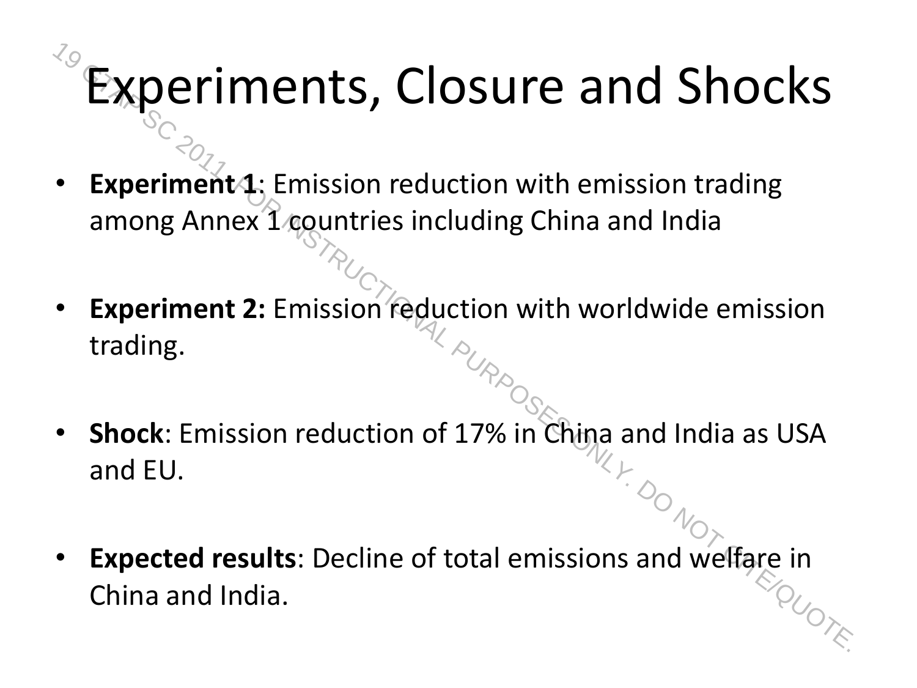# Experiments, Closure and Shocks

- **Experiment 1**: Emission reduction with emission trading among Annex 1 countries including China and India
- **Experiment 2:** Emission reduction with worldwide emission trading.
- **Shock**: Emission reduction of 17% in China and India as USA and EU.
- **Expected results**: Decline of total emissions and welfare in China and India.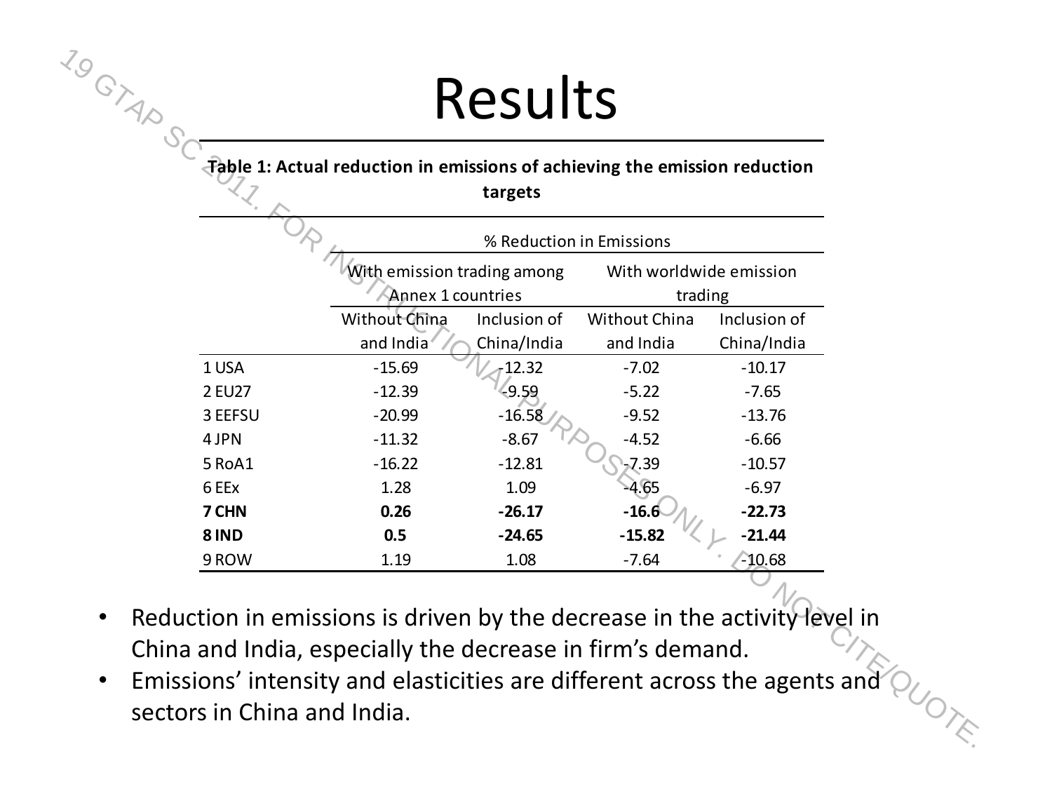# Results

**Table 1: Actual reduction in emissions of achieving the emission reduction targets**

| | % Reduction in Emissions | | | |
|---|---|---|---|---|
| | With emission trading among Annex 1 countries | | With worldwide emission trading | |
| | Without China and India | Inclusion of China/India | Without China and India | Inclusion of China/India |
| 1 USA | -15.69 | -12.32 | -7.02 | -10.17 |
| 2 EU27 | -12.39 | -9.59 | -5.22 | -7.65 |
| 3 EEFSU | -20.99 | -16.58 | -9.52 | -13.76 |
| 4 JPN | -11.32 | -8.67 | -4.52 | -6.66 |
| 5 RoA1 | -16.22 | -12.81 | -7.39 | -10.57 |
| 6 EEx | 1.28 | 1.09 | -4.65 | -6.97 |
| **7 CHN** | **0.26** | **-26.17** | **-16.6** | **-22.73** |
| **8 IND** | **0.5** | **-24.65** | **-15.82** | **-21.44** |
| 9 ROW | 1.19 | 1.08 | -7.64 | -10.68 |

- Reduction in emissions is driven by the decrease in the activity level in China and India, especially the decrease in firm's demand.
- Emissions' intensity and elasticities are different across the agents and sectors in China and India.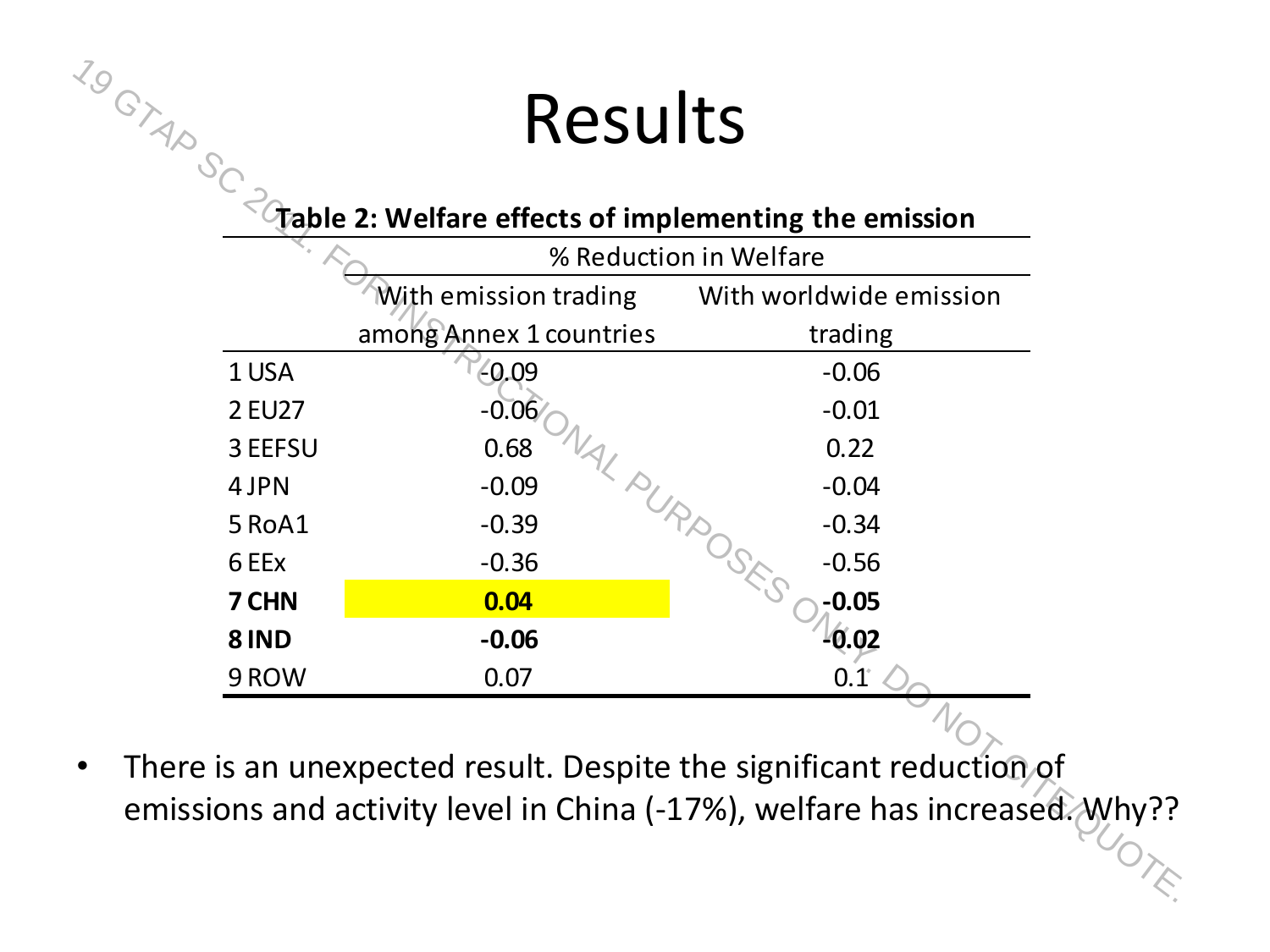# Results

**Table 2: Welfare effects of implementing the emission**

| | % Reduction in Welfare | |
|---|---|---|
| | With emission trading among Annex 1 countries | With worldwide emission trading |
| 1 USA | -0.09 | -0.06 |
| 2 EU27 | -0.06 | -0.01 |
| 3 EEFSU | 0.68 | 0.22 |
| 4 JPN | -0.09 | -0.04 |
| 5 RoA1 | -0.39 | -0.34 |
| 6 EEx | -0.36 | -0.56 |
| **7 CHN** | **0.04** | **-0.05** |
| **8 IND** | **-0.06** | **-0.02** |
| 9 ROW | 0.07 | 0.1 |

- There is an unexpected result. Despite the significant reduction of emissions and activity level in China (-17%), welfare has increased. Why??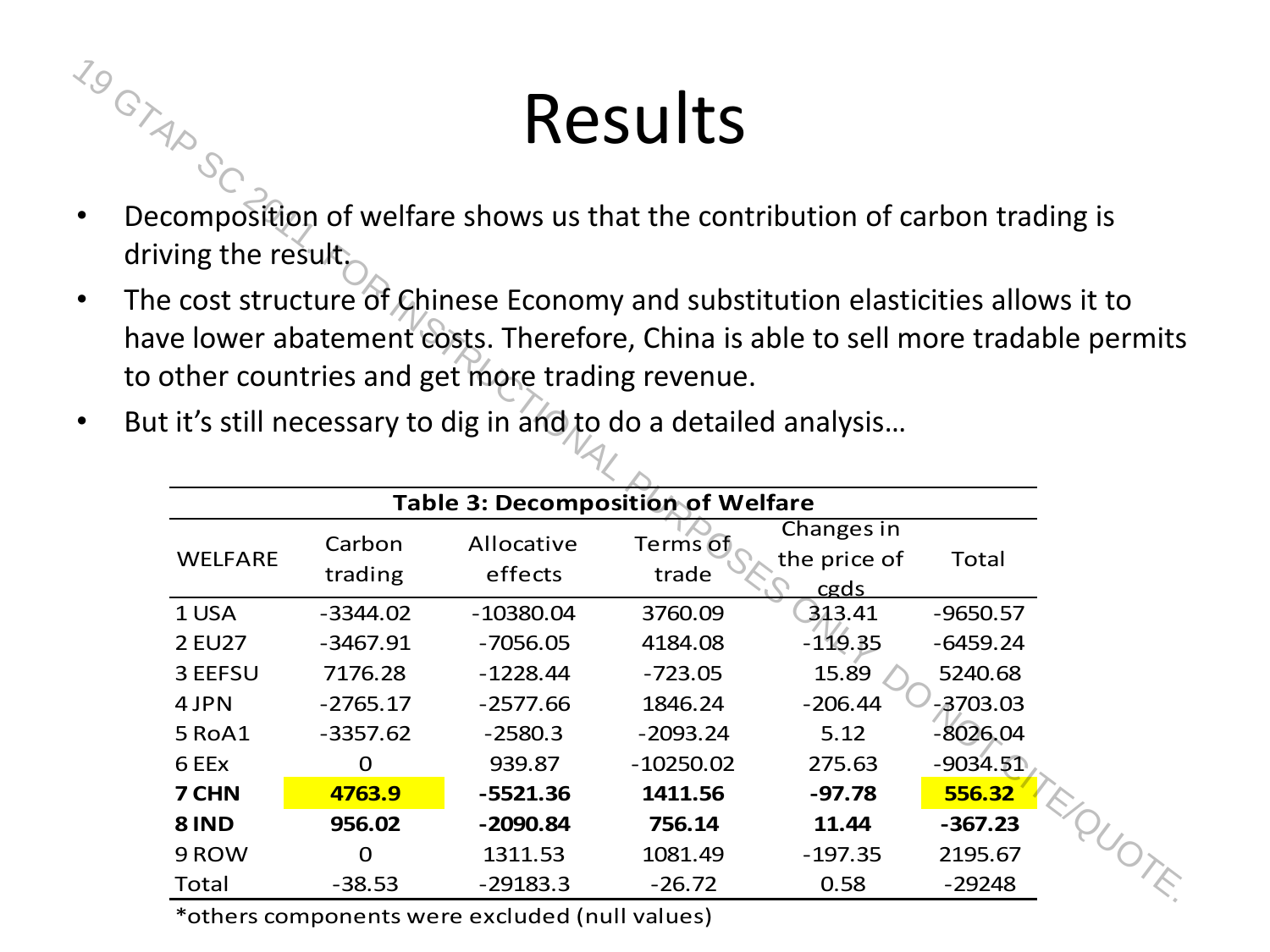# Results

- Decomposition of welfare shows us that the contribution of carbon trading is driving the result.
- The cost structure of Chinese Economy and substitution elasticities allows it to have lower abatement costs. Therefore, China is able to sell more tradable permits to other countries and get more trading revenue.
- But it's still necessary to dig in and to do a detailed analysis…

**Table 3: Decomposition of Welfare**

| WELFARE | Carbon trading | Allocative effects | Terms of trade | Changes in the price of cgds | Total |
|---|---|---|---|---|---|
| 1 USA | -3344.02 | -10380.04 | 3760.09 | 313.41 | -9650.57 |
| 2 EU27 | -3467.91 | -7056.05 | 4184.08 | -119.35 | -6459.24 |
| 3 EEFSU | 7176.28 | -1228.44 | -723.05 | 15.89 | 5240.68 |
| 4 JPN | -2765.17 | -2577.66 | 1846.24 | -206.44 | -3703.03 |
| 5 RoA1 | -3357.62 | -2580.3 | -2093.24 | 5.12 | -8026.04 |
| 6 EEx | 0 | 939.87 | -10250.02 | 275.63 | -9034.51 |
| **7 CHN** | **4763.9** | **-5521.36** | **1411.56** | **-97.78** | **556.32** |
| **8 IND** | **956.02** | **-2090.84** | **756.14** | **11.44** | **-367.23** |
| 9 ROW | 0 | 1311.53 | 1081.49 | -197.35 | 2195.67 |
| Total | -38.53 | -29183.3 | -26.72 | 0.58 | -29248 |

*others components were excluded (null values)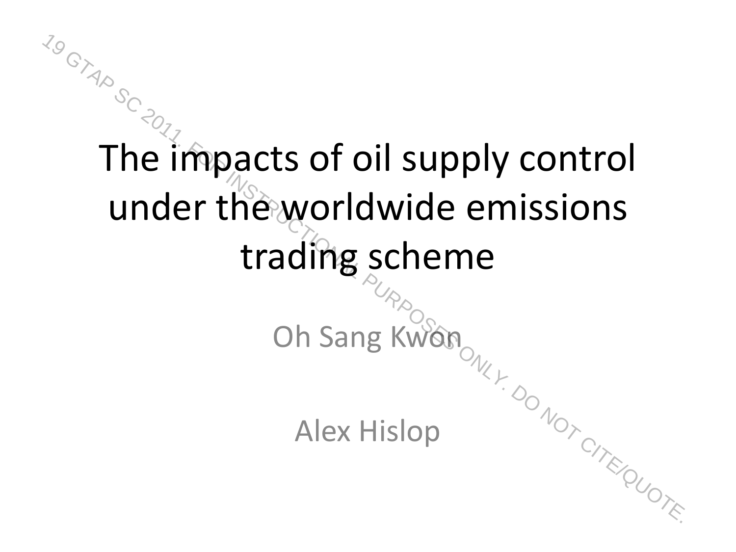# The impacts of oil supply control under the worldwide emissions trading scheme

Oh Sang Kwon

Alex Hislop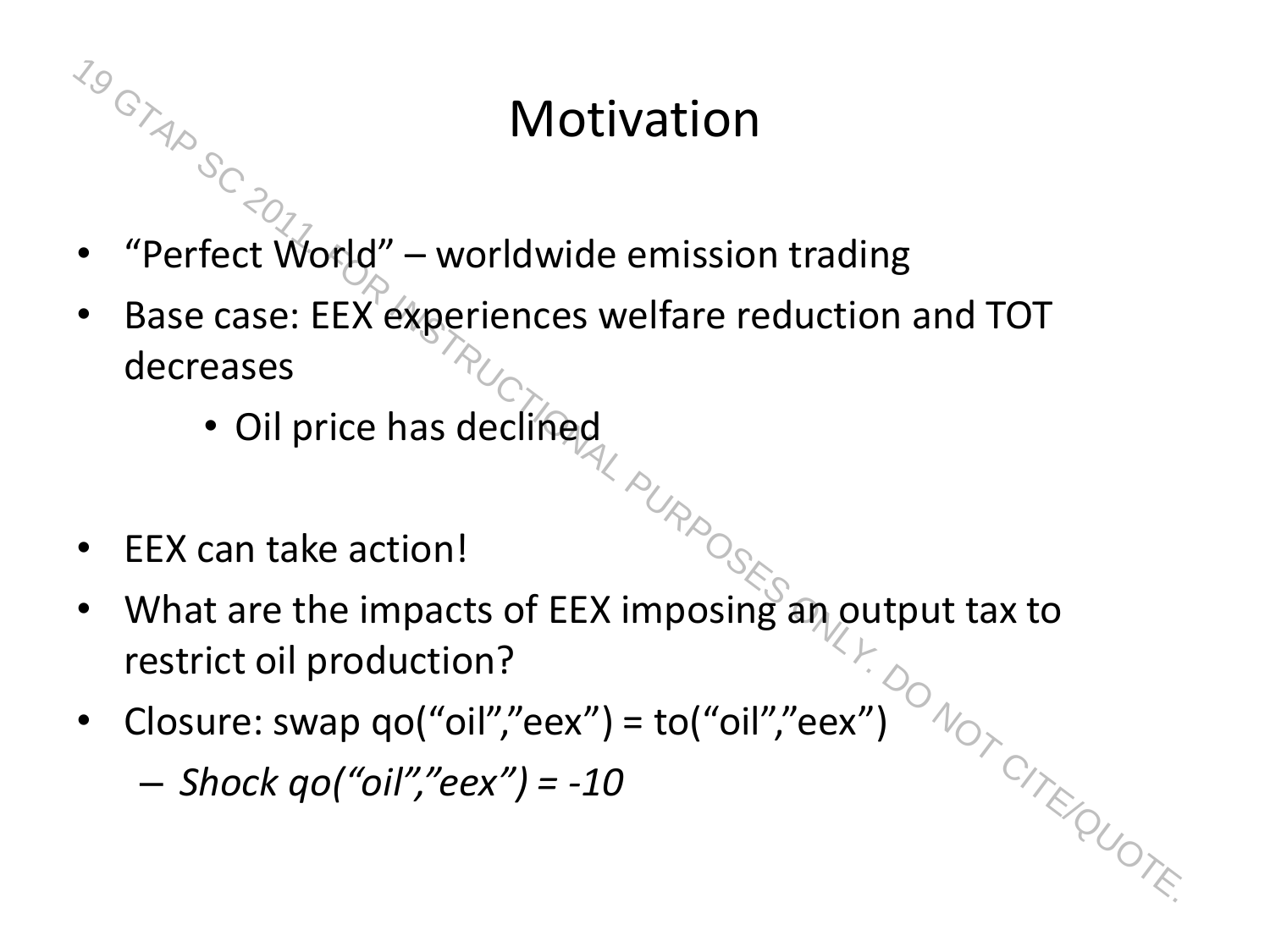# Motivation

- "Perfect World" – worldwide emission trading
- Base case: EEX experiences welfare reduction and TOT decreases
  - Oil price has declined
- EEX can take action!
- What are the impacts of EEX imposing an output tax to restrict oil production?
- Closure: swap qo("oil","eex") = to("oil","eex")
  - *Shock qo("oil","eex") = -10*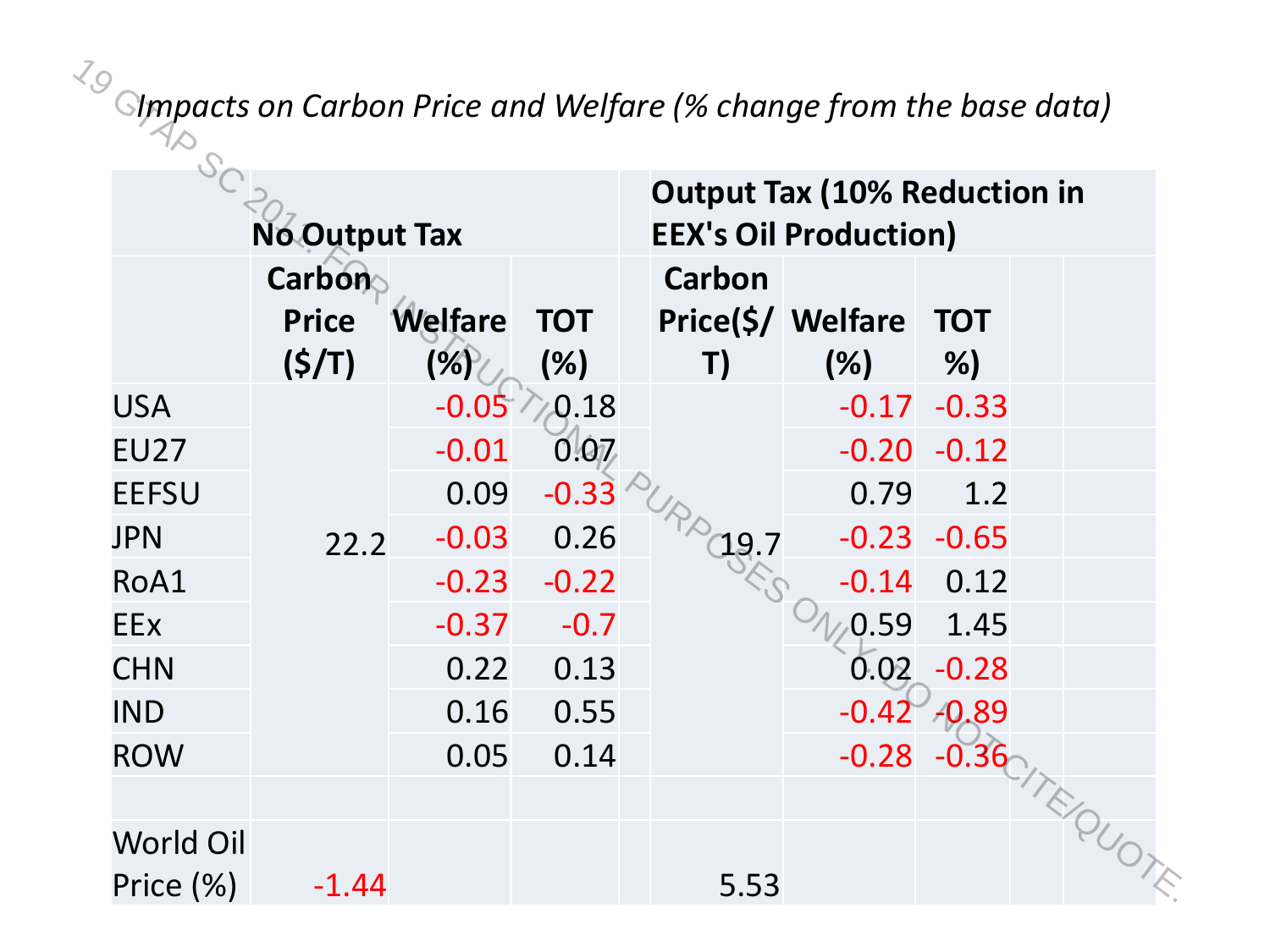*Impacts on Carbon Price and Welfare (% change from the base data)*

| | No Output Tax | | | Output Tax (10% Reduction in EEX's Oil Production) | | |
|---|---|---|---|---|---|---|
| | Carbon Price ($/T) | Welfare (%) | TOT (%) | Carbon Price($/T) | Welfare (%) | TOT %) |
| USA | 22.2 | -0.05 | 0.18 | 19.7 | -0.17 | -0.33 |
| EU27 | | -0.01 | 0.07 | | -0.20 | -0.12 |
| EEFSU | | 0.09 | -0.33 | | 0.79 | 1.2 |
| JPN | | -0.03 | 0.26 | | -0.23 | -0.65 |
| RoA1 | | -0.23 | -0.22 | | -0.14 | 0.12 |
| EEx | | -0.37 | -0.7 | | 0.59 | 1.45 |
| CHN | | 0.22 | 0.13 | | 0.02 | -0.28 |
| IND | | 0.16 | 0.55 | | -0.42 | -0.89 |
| ROW | | 0.05 | 0.14 | | -0.28 | -0.36 |
| | | | | | | |
| World Oil Price (%) | -1.44 | | | 5.53 | | |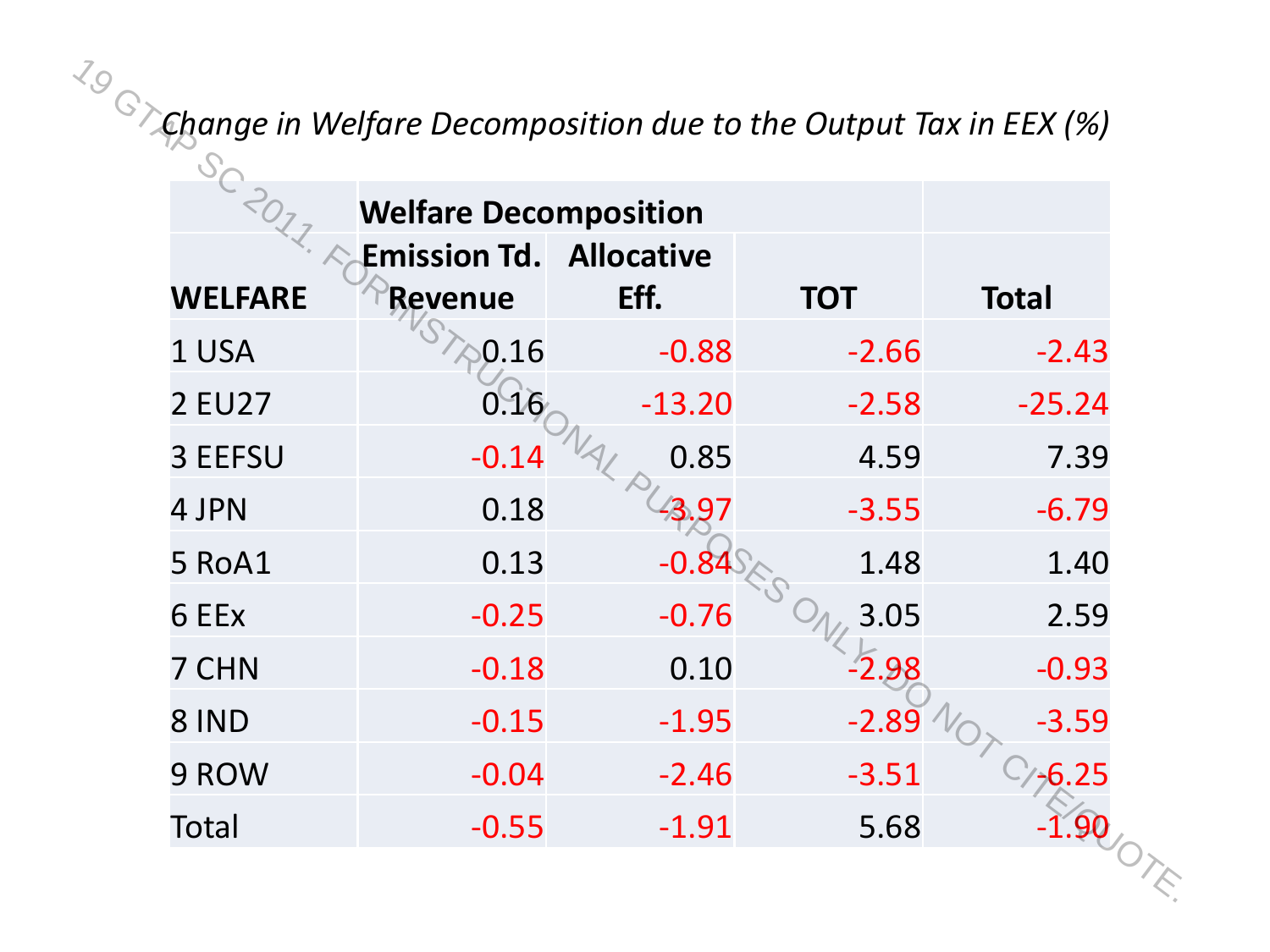*Change in Welfare Decomposition due to the Output Tax in EEX (%)*

| | Welfare Decomposition | | | |
|---|---|---|---|---|
| **WELFARE** | **Emission Td. Revenue** | **Allocative Eff.** | **TOT** | **Total** |
| 1 USA | 0.16 | -0.88 | -2.66 | -2.43 |
| 2 EU27 | 0.16 | -13.20 | -2.58 | -25.24 |
| 3 EEFSU | -0.14 | 0.85 | 4.59 | 7.39 |
| 4 JPN | 0.18 | -3.97 | -3.55 | -6.79 |
| 5 RoA1 | 0.13 | -0.84 | 1.48 | 1.40 |
| 6 EEx | -0.25 | -0.76 | 3.05 | 2.59 |
| 7 CHN | -0.18 | 0.10 | -2.98 | -0.93 |
| 8 IND | -0.15 | -1.95 | -2.89 | -3.59 |
| 9 ROW | -0.04 | -2.46 | -3.51 | -6.25 |
| Total | -0.55 | -1.91 | 5.68 | -1.90 |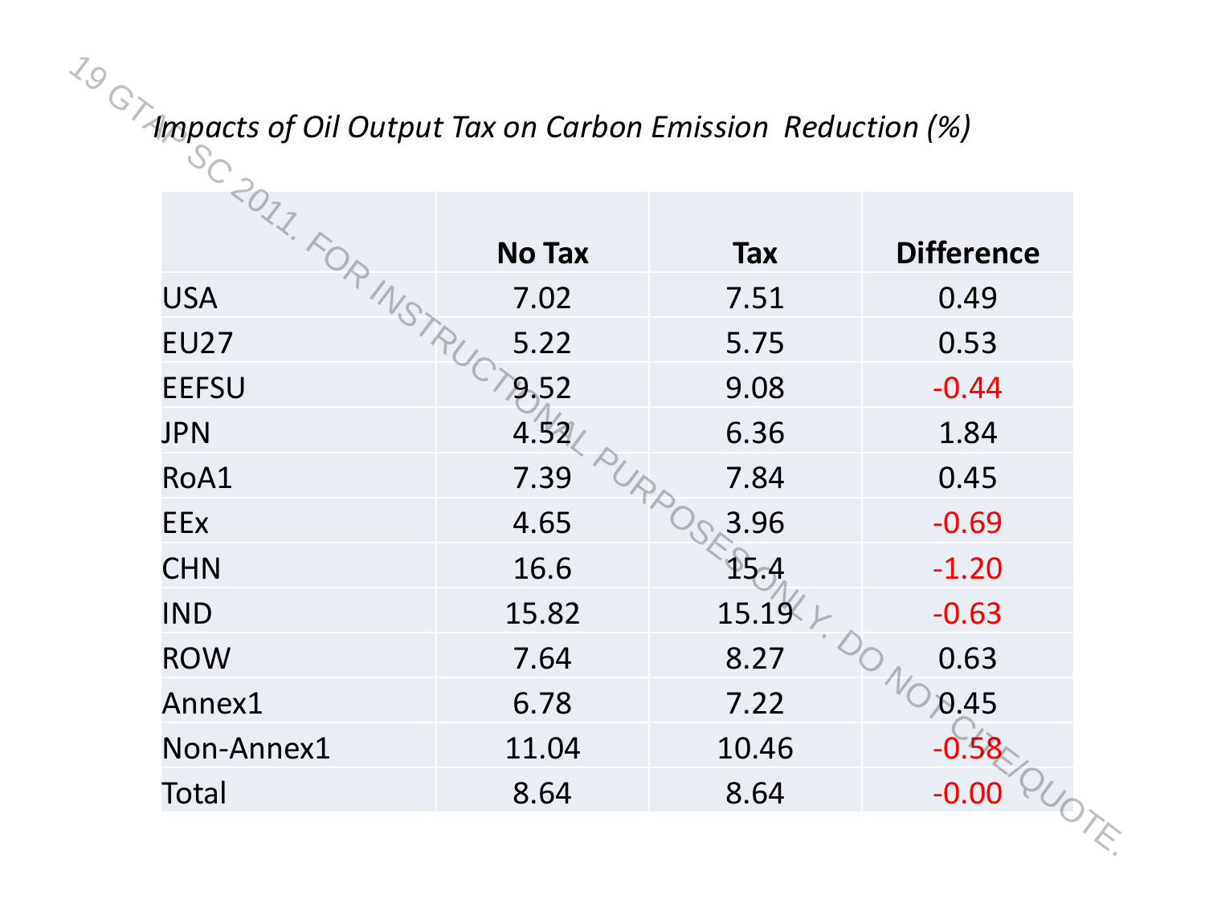*Impacts of Oil Output Tax on Carbon Emission Reduction (%)*

| | No Tax | Tax | Difference |
|---|---|---|---|
| USA | 7.02 | 7.51 | 0.49 |
| EU27 | 5.22 | 5.75 | 0.53 |
| EEFSU | 9.52 | 9.08 | -0.44 |
| JPN | 4.52 | 6.36 | 1.84 |
| RoA1 | 7.39 | 7.84 | 0.45 |
| EEx | 4.65 | 3.96 | -0.69 |
| CHN | 16.6 | 15.4 | -1.20 |
| IND | 15.82 | 15.19 | -0.63 |
| ROW | 7.64 | 8.27 | 0.63 |
| Annex1 | 6.78 | 7.22 | 0.45 |
| Non-Annex1 | 11.04 | 10.46 | -0.58 |
| Total | 8.64 | 8.64 | -0.00 |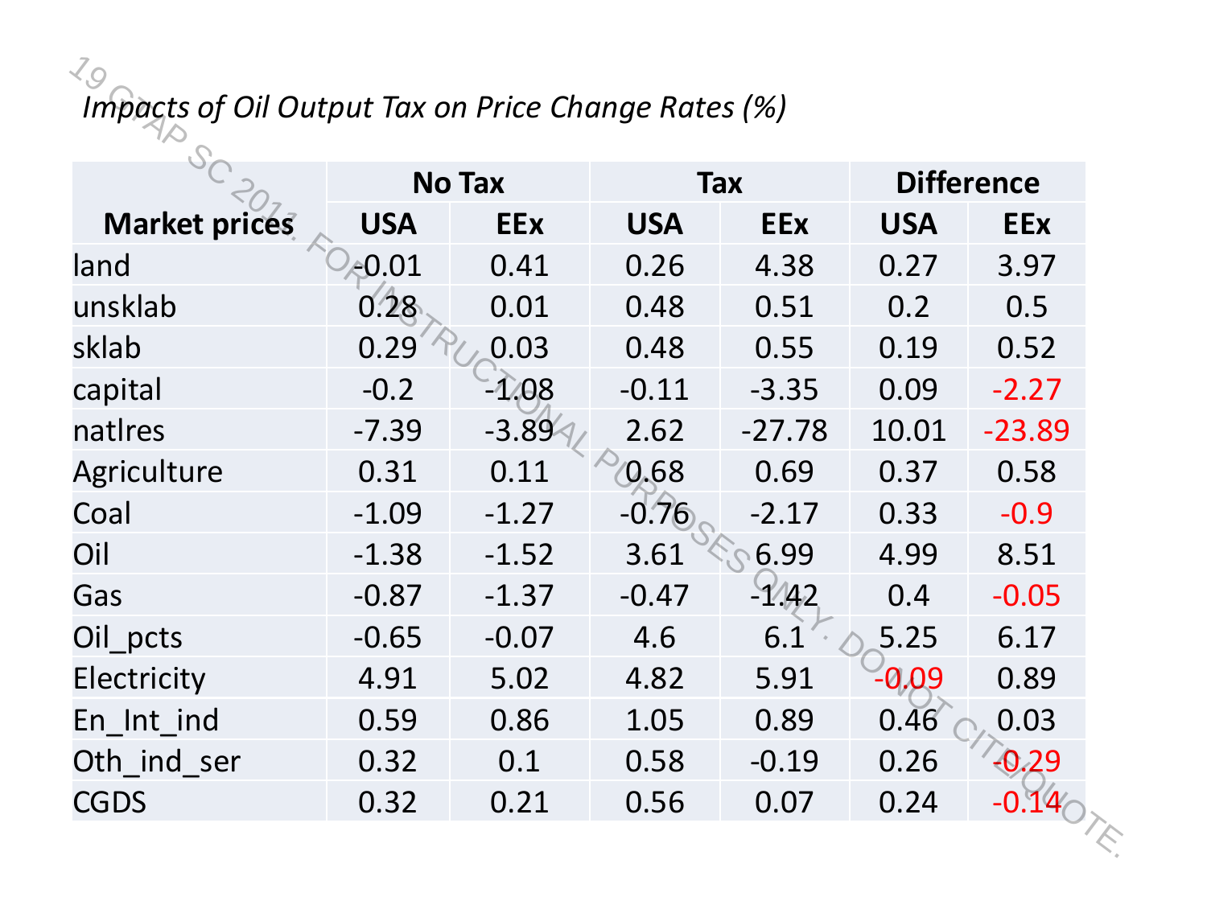*Impacts of Oil Output Tax on Price Change Rates (%)*

| Market prices | No Tax | | Tax | | Difference | |
|---|---|---|---|---|---|---|
| | USA | EEx | USA | EEx | USA | EEx |
| land | -0.01 | 0.41 | 0.26 | 4.38 | 0.27 | 3.97 |
| unsklab | 0.28 | 0.01 | 0.48 | 0.51 | 0.2 | 0.5 |
| sklab | 0.29 | 0.03 | 0.48 | 0.55 | 0.19 | 0.52 |
| capital | -0.2 | -1.08 | -0.11 | -3.35 | 0.09 | -2.27 |
| natlres | -7.39 | -3.89 | 2.62 | -27.78 | 10.01 | -23.89 |
| Agriculture | 0.31 | 0.11 | 0.68 | 0.69 | 0.37 | 0.58 |
| Coal | -1.09 | -1.27 | -0.76 | -2.17 | 0.33 | -0.9 |
| Oil | -1.38 | -1.52 | 3.61 | 6.99 | 4.99 | 8.51 |
| Gas | -0.87 | -1.37 | -0.47 | -1.42 | 0.4 | -0.05 |
| Oil_pcts | -0.65 | -0.07 | 4.6 | 6.1 | 5.25 | 6.17 |
| Electricity | 4.91 | 5.02 | 4.82 | 5.91 | -0.09 | 0.89 |
| En_Int_ind | 0.59 | 0.86 | 1.05 | 0.89 | 0.46 | 0.03 |
| Oth_ind_ser | 0.32 | 0.1 | 0.58 | -0.19 | 0.26 | -0.29 |
| CGDS | 0.32 | 0.21 | 0.56 | 0.07 | 0.24 | -0.14 |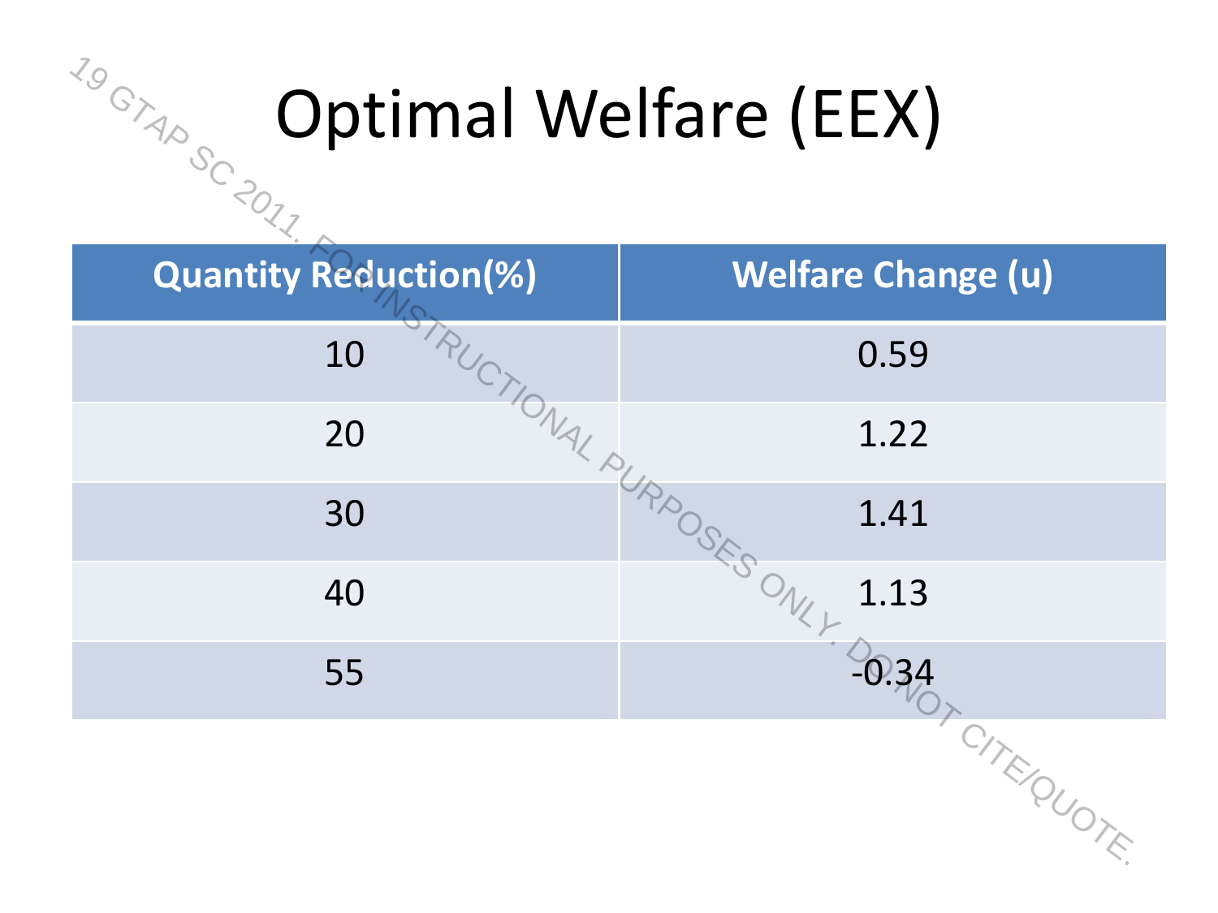# Optimal Welfare (EEX)

| Quantity Reduction(%) | Welfare Change (u) |
|---|---|
| 10 | 0.59 |
| 20 | 1.22 |
| 30 | 1.41 |
| 40 | 1.13 |
| 55 | -0.34 |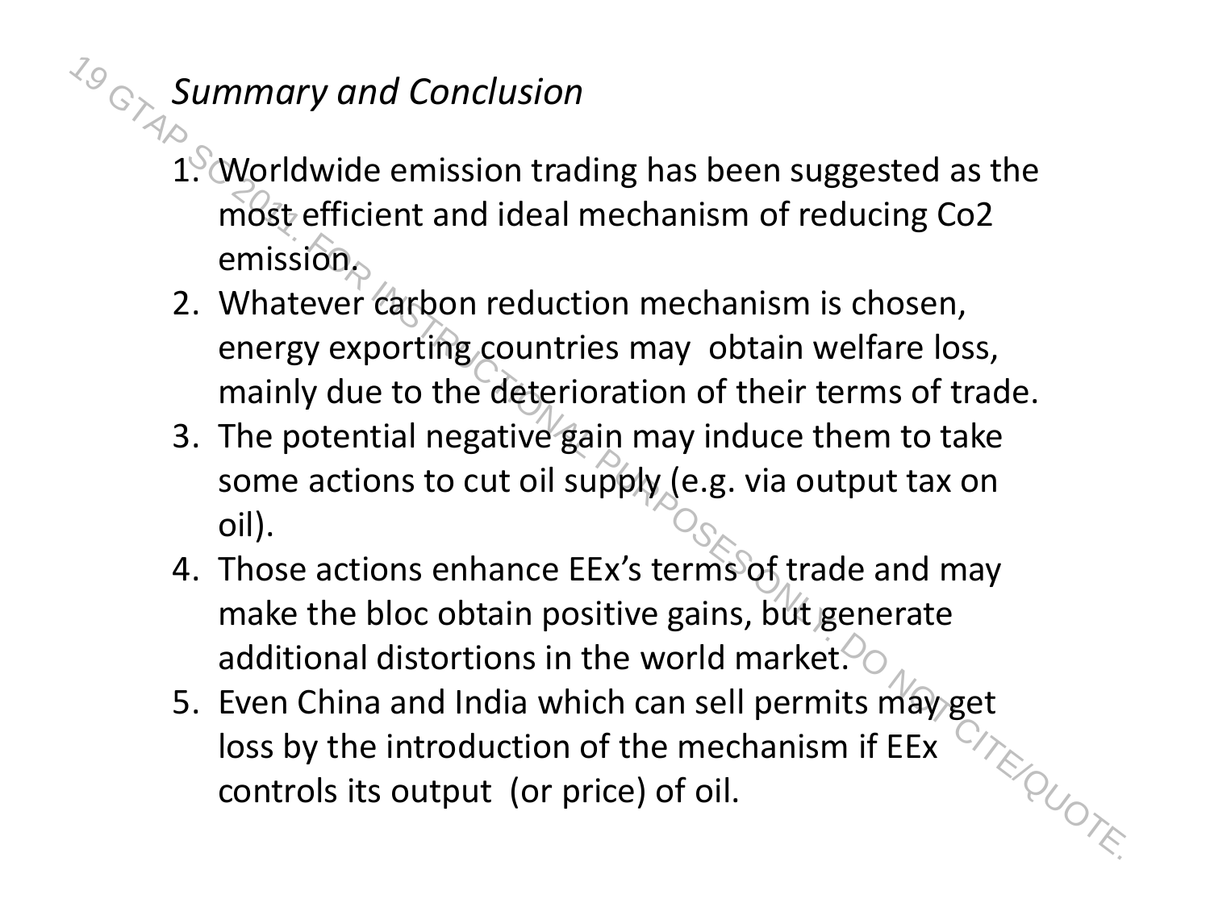## *Summary and Conclusion*

1. Worldwide emission trading has been suggested as the most efficient and ideal mechanism of reducing Co2 emission.
2. Whatever carbon reduction mechanism is chosen, energy exporting countries may obtain welfare loss, mainly due to the deterioration of their terms of trade.
3. The potential negative gain may induce them to take some actions to cut oil supply (e.g. via output tax on oil).
4. Those actions enhance EEx's terms of trade and may make the bloc obtain positive gains, but generate additional distortions in the world market.
5. Even China and India which can sell permits may get loss by the introduction of the mechanism if EEx controls its output (or price) of oil.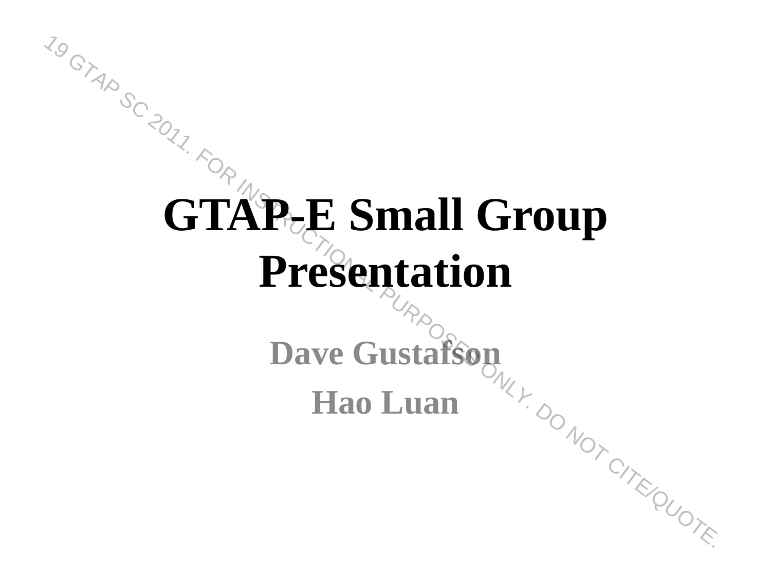# GTAP-E Small Group Presentation

Dave Gustafson

Hao Luan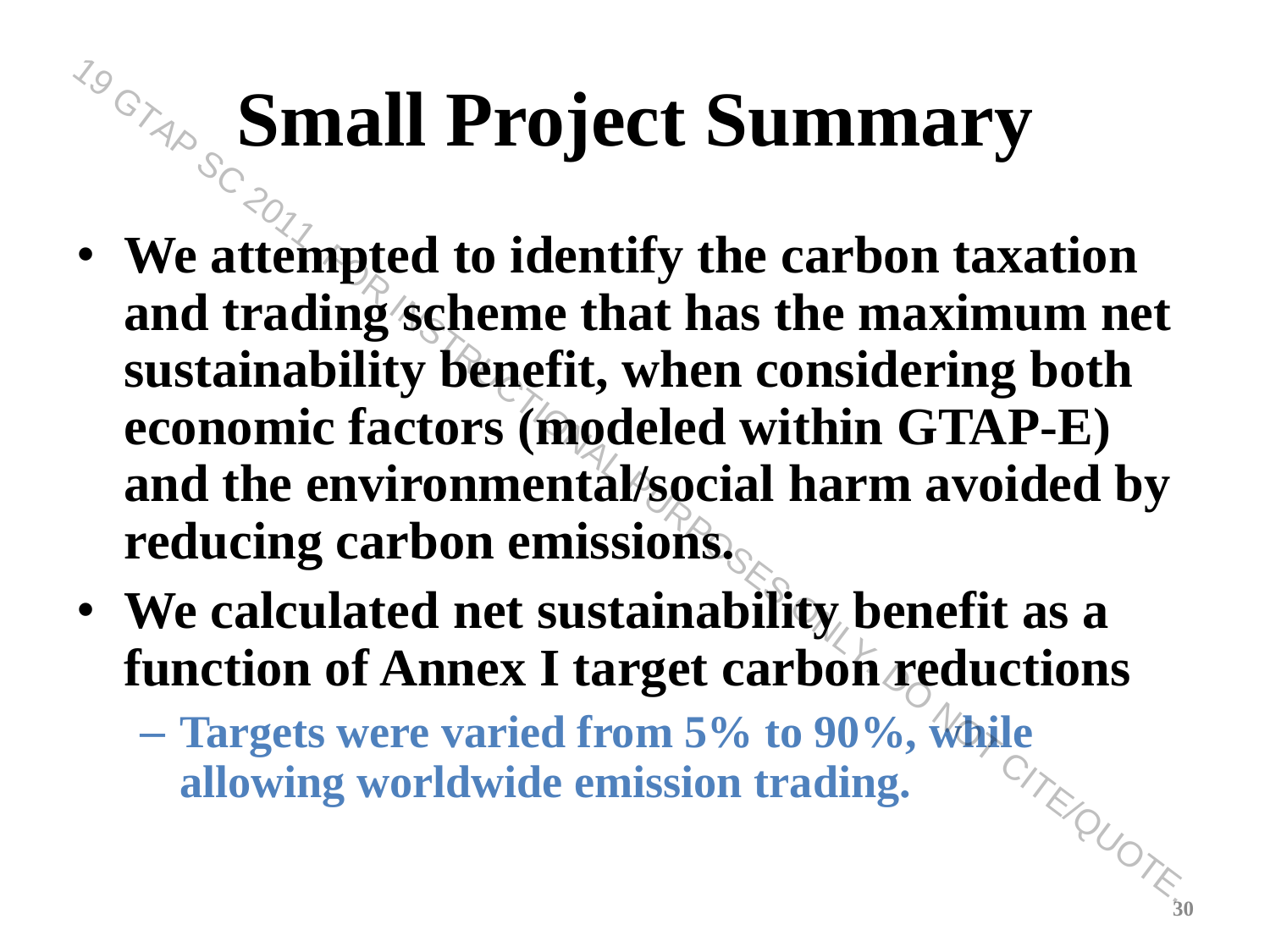# Small Project Summary

- **We attempted to identify the carbon taxation and trading scheme that has the maximum net sustainability benefit, when considering both economic factors (modeled within GTAP-E) and the environmental/social harm avoided by reducing carbon emissions.**
- **We calculated net sustainability benefit as a function of Annex I target carbon reductions**
  - **Targets were varied from 5% to 90%, while allowing worldwide emission trading.**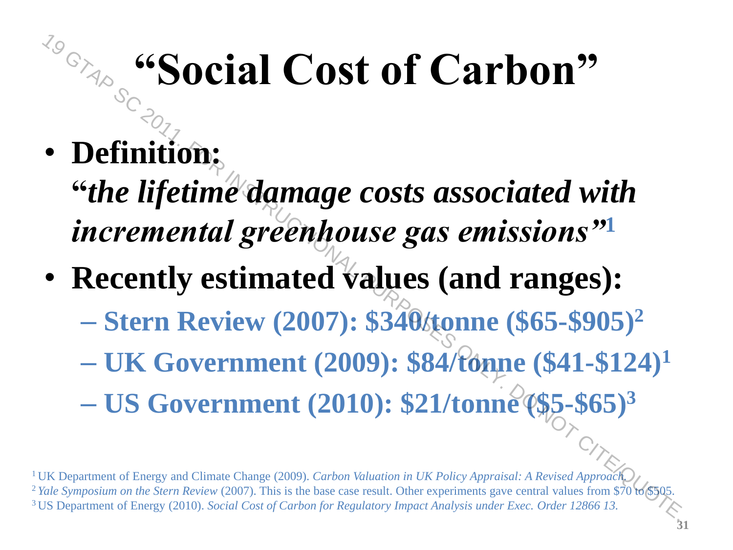# "Social Cost of Carbon"

- **Definition:**
  **"*the lifetime damage costs associated with incremental greenhouse gas emissions*"[1]**
- **Recently estimated values (and ranges):**
  - **Stern Review (2007): $340/tonne ($65-$905)[2]**
  - **UK Government (2009): $84/tonne ($41-$124)[1]**
  - **US Government (2010): $21/tonne ($5-$65)[3]**

[1] UK Department of Energy and Climate Change (2009). *Carbon Valuation in UK Policy Appraisal: A Revised Approach.*
[2] *Yale Symposium on the Stern Review* (2007). This is the base case result. Other experiments gave central values from $70 to $505.
[3] US Department of Energy (2010). *Social Cost of Carbon for Regulatory Impact Analysis under Exec. Order 12866 13.*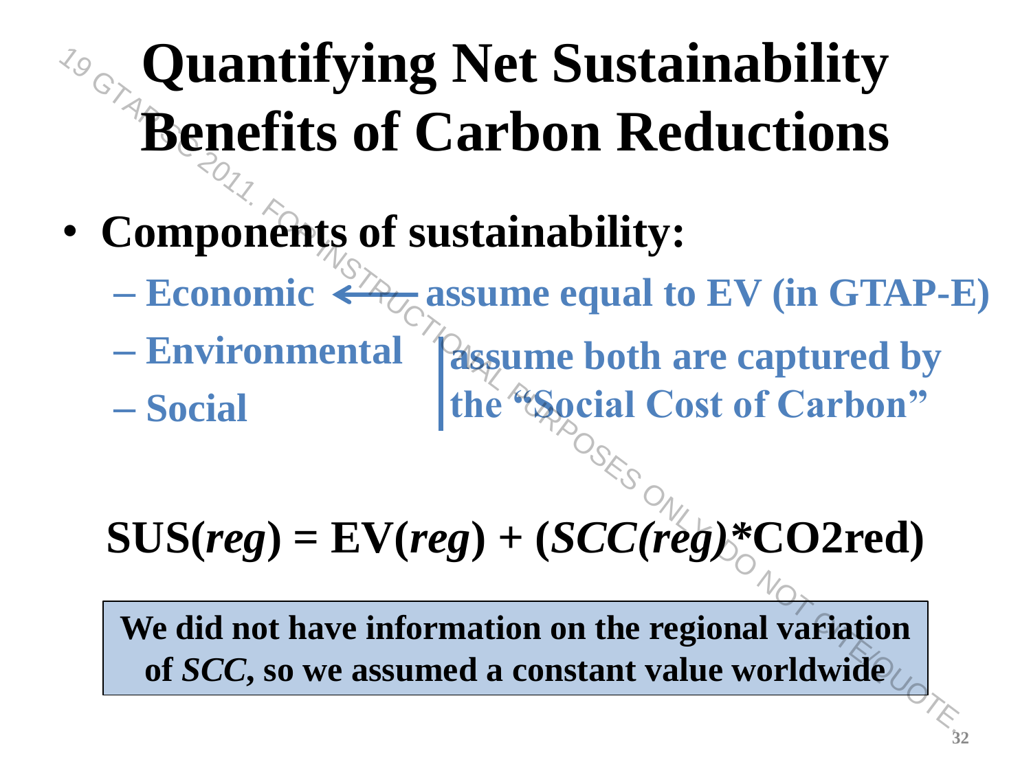# Quantifying Net Sustainability Benefits of Carbon Reductions

- **Components of sustainability:**
  - Economic ⟵ assume equal to EV (in GTAP-E)
  - Environmental
  - Social

  (Environmental and Social:) assume both are captured by the "Social Cost of Carbon"

$$\mathbf{SUS}(\boldsymbol{reg}) = \mathbf{EV}(\boldsymbol{reg}) + (\boldsymbol{SCC(reg)} * \mathbf{CO2red})$$

**We did not have information on the regional variation of *SCC*, so we assumed a constant value worldwide**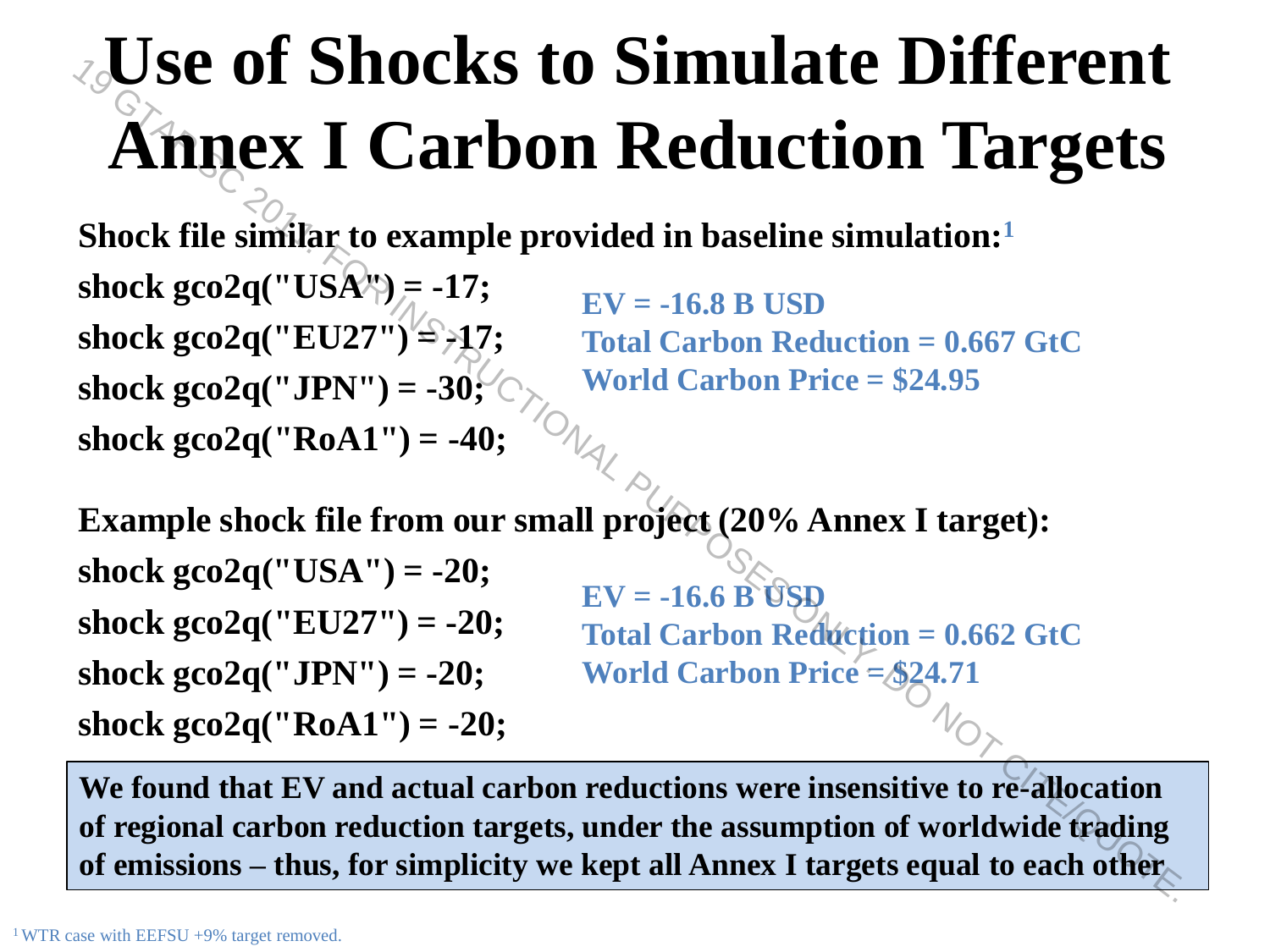# Use of Shocks to Simulate Different Annex I Carbon Reduction Targets

**Shock file similar to example provided in baseline simulation:**[1]

```
shock gco2q("USA") = -17;
shock gco2q("EU27") = -17;
shock gco2q("JPN") = -30;
shock gco2q("RoA1") = -40;
```

**EV = -16.8 B USD**
**Total Carbon Reduction = 0.667 GtC**
**World Carbon Price = $24.95**

**Example shock file from our small project (20% Annex I target):**

```
shock gco2q("USA") = -20;
shock gco2q("EU27") = -20;
shock gco2q("JPN") = -20;
shock gco2q("RoA1") = -20;
```

**EV = -16.6 B USD**
**Total Carbon Reduction = 0.662 GtC**
**World Carbon Price = $24.71**

**We found that EV and actual carbon reductions were insensitive to re-allocation of regional carbon reduction targets, under the assumption of worldwide trading of emissions – thus, for simplicity we kept all Annex I targets equal to each other**

[1] WTR case with EEFSU +9% target removed.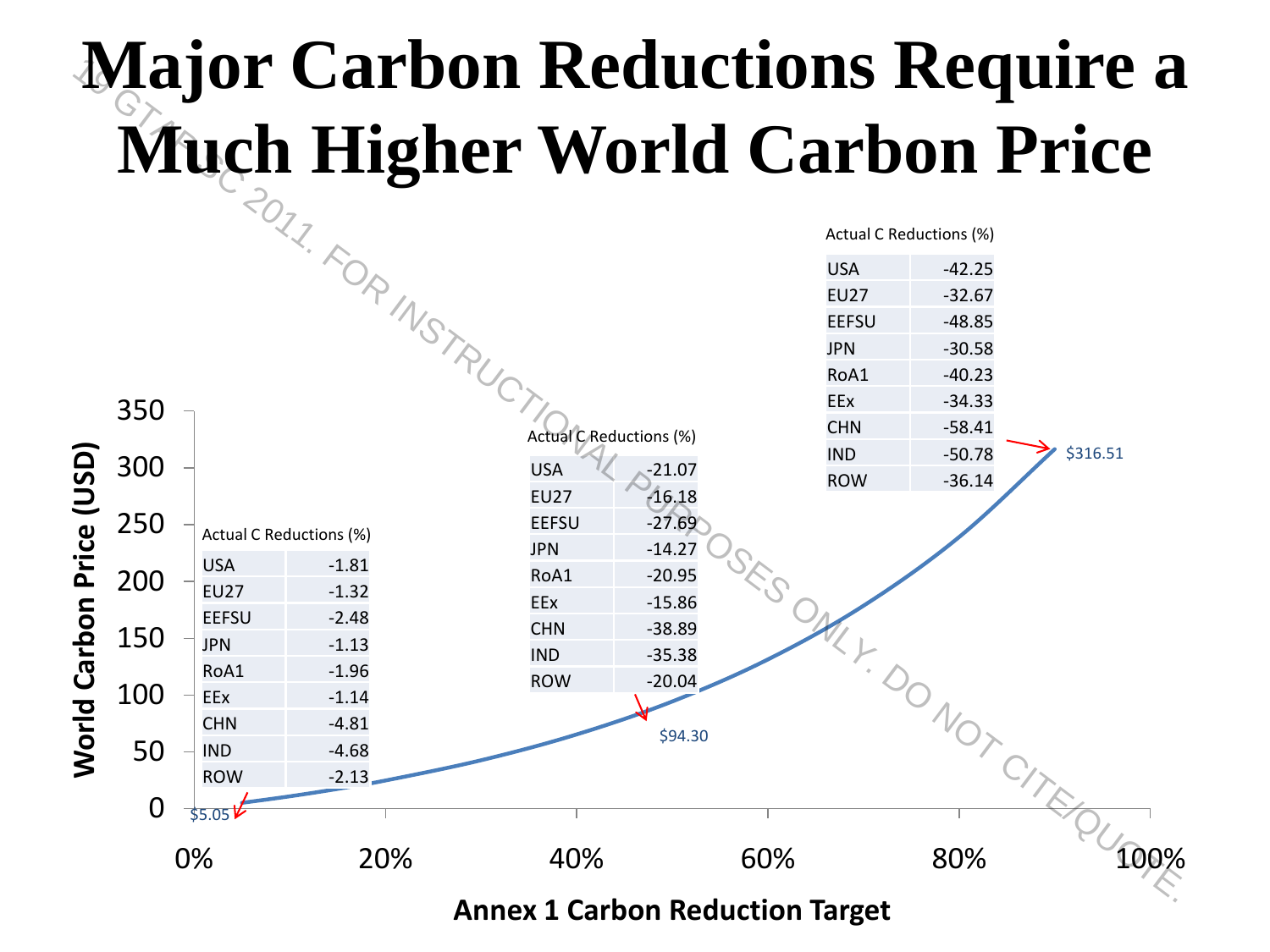# Major Carbon Reductions Require a Much Higher World Carbon Price

Actual C Reductions (%)

| Region | |
|---|---|
| USA | -1.81 |
| EU27 | -1.32 |
| EEFSU | -2.48 |
| JPN | -1.13 |
| RoA1 | -1.96 |
| EEx | -1.14 |
| CHN | -4.81 |
| IND | -4.68 |
| ROW | -2.13 |

$5.05

Actual C Reductions (%)

| Region | |
|---|---|
| USA | -21.07 |
| EU27 | -16.18 |
| EEFSU | -27.69 |
| JPN | -14.27 |
| RoA1 | -20.95 |
| EEx | -15.86 |
| CHN | -38.89 |
| IND | -35.38 |
| ROW | -20.04 |

$94.30

Actual C Reductions (%)

| Region | |
|---|---|
| USA | -42.25 |
| EU27 | -32.67 |
| EEFSU | -48.85 |
| JPN | -30.58 |
| RoA1 | -40.23 |
| EEx | -34.33 |
| CHN | -58.41 |
| IND | -50.78 |
| ROW | -36.14 |

$316.51

World Carbon Price (USD)

Annex 1 Carbon Reduction Target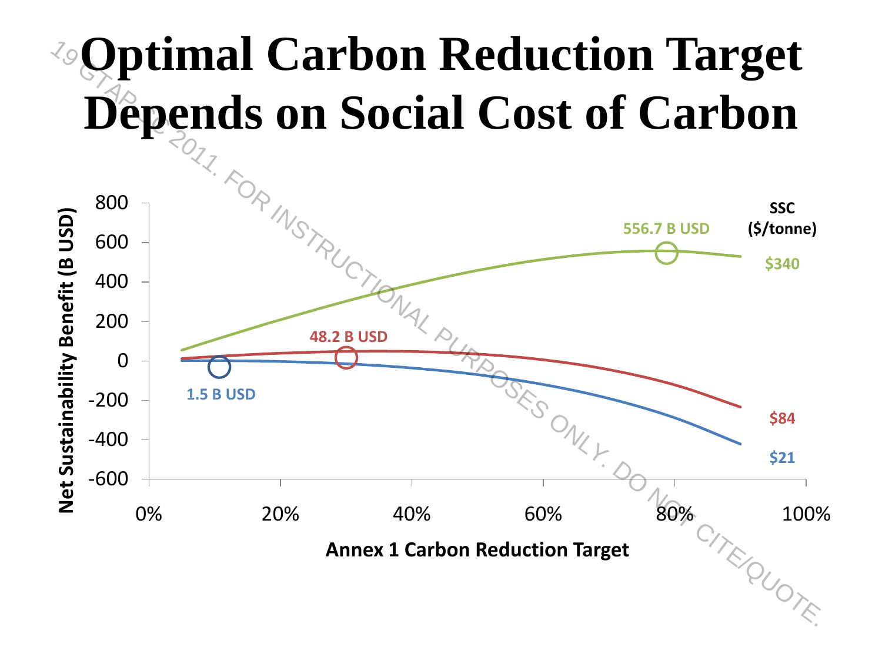# Optimal Carbon Reduction Target Depends on Social Cost of Carbon

19 GTAP 2011. FOR INSTRUCTIONAL PURPOSES ONLY. DO NOT CITE/QUOTE.

Net Sustainability Benefit (B USD)

800
600
400
200
0
-200
-400
-600

0% 20% 40% 60% 80% 100%

Annex 1 Carbon Reduction Target

SSC ($/tonne)

556.7 B USD

$340

48.2 B USD

$84

1.5 B USD

$21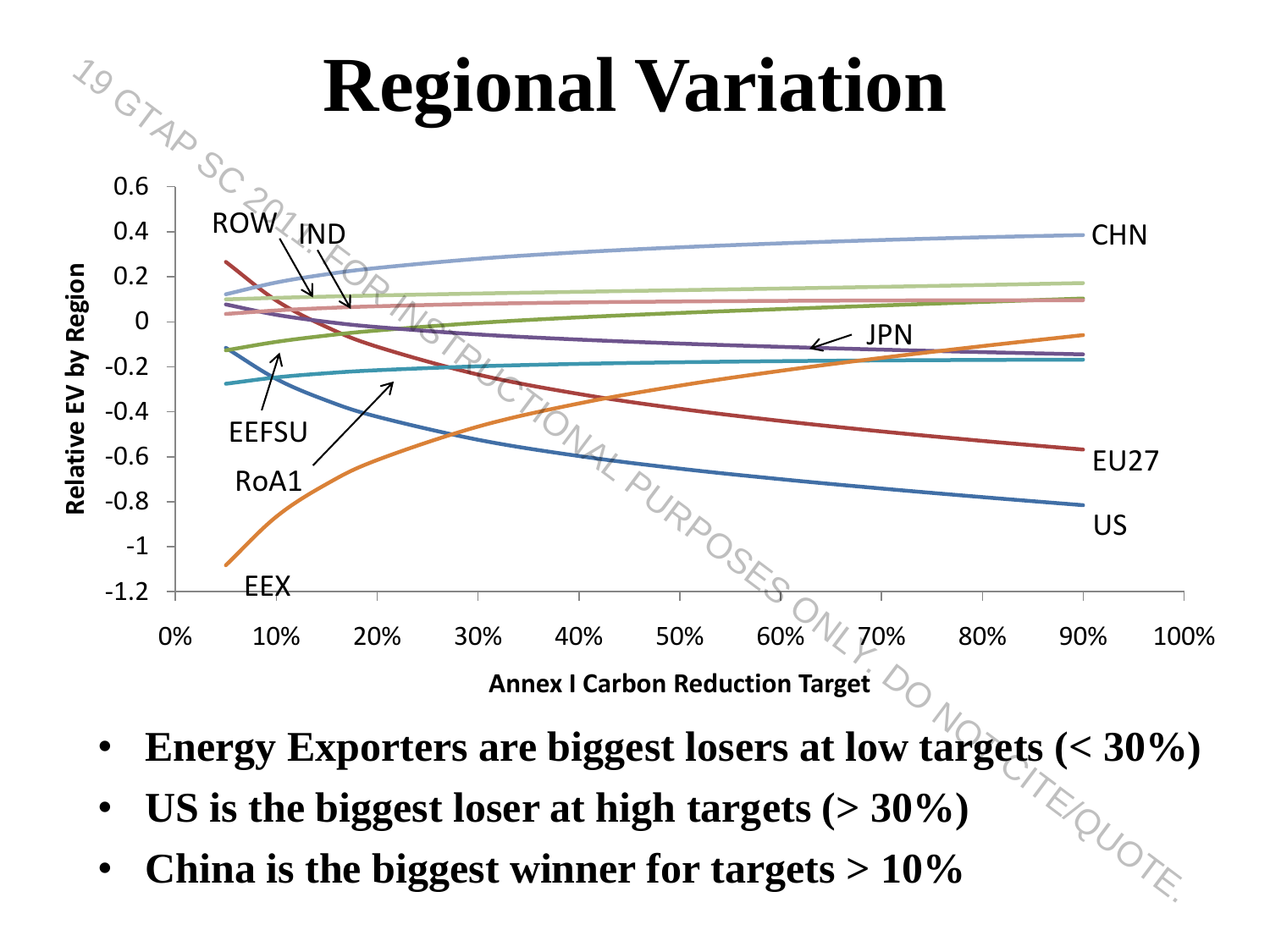# Regional Variation

- **Energy Exporters are biggest losers at low targets (< 30%)**
- **US is the biggest loser at high targets (> 30%)**
- **China is the biggest winner for targets > 10%**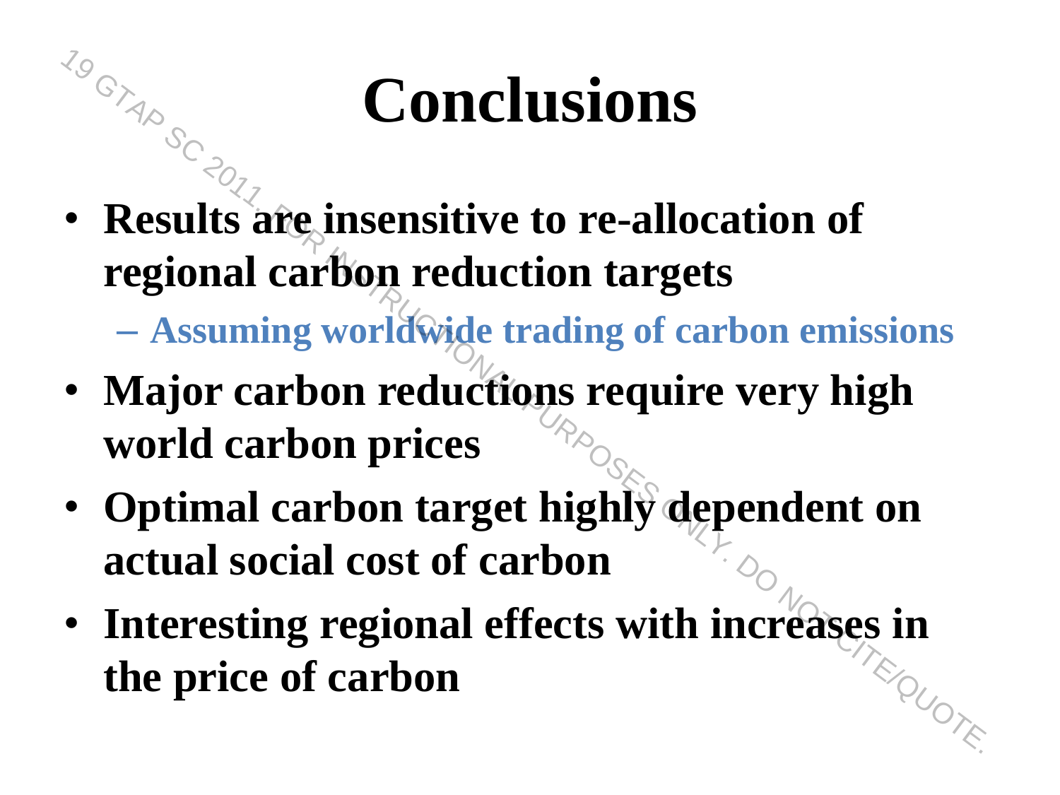# Conclusions

- **Results are insensitive to re-allocation of regional carbon reduction targets**
  - **Assuming worldwide trading of carbon emissions**
- **Major carbon reductions require very high world carbon prices**
- **Optimal carbon target highly dependent on actual social cost of carbon**
- **Interesting regional effects with increases in the price of carbon**